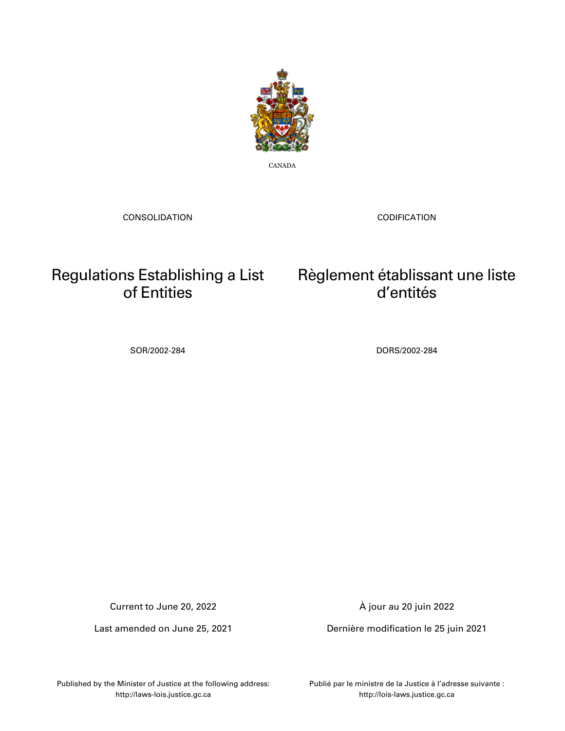CANADA

CONSOLIDATION

CODIFICATION

# Regulations Establishing a List of Entities

# Règlement établissant une liste d’entités

SOR/2002-284

DORS/2002-284

Current to June 20, 2022

Last amended on June 25, 2021

À jour au 20 juin 2022

Dernière modification le 25 juin 2021

Published by the Minister of Justice at the following address: http://laws-lois.justice.gc.ca

Publié par le ministre de la Justice à l’adresse suivante : http://lois-laws.justice.gc.ca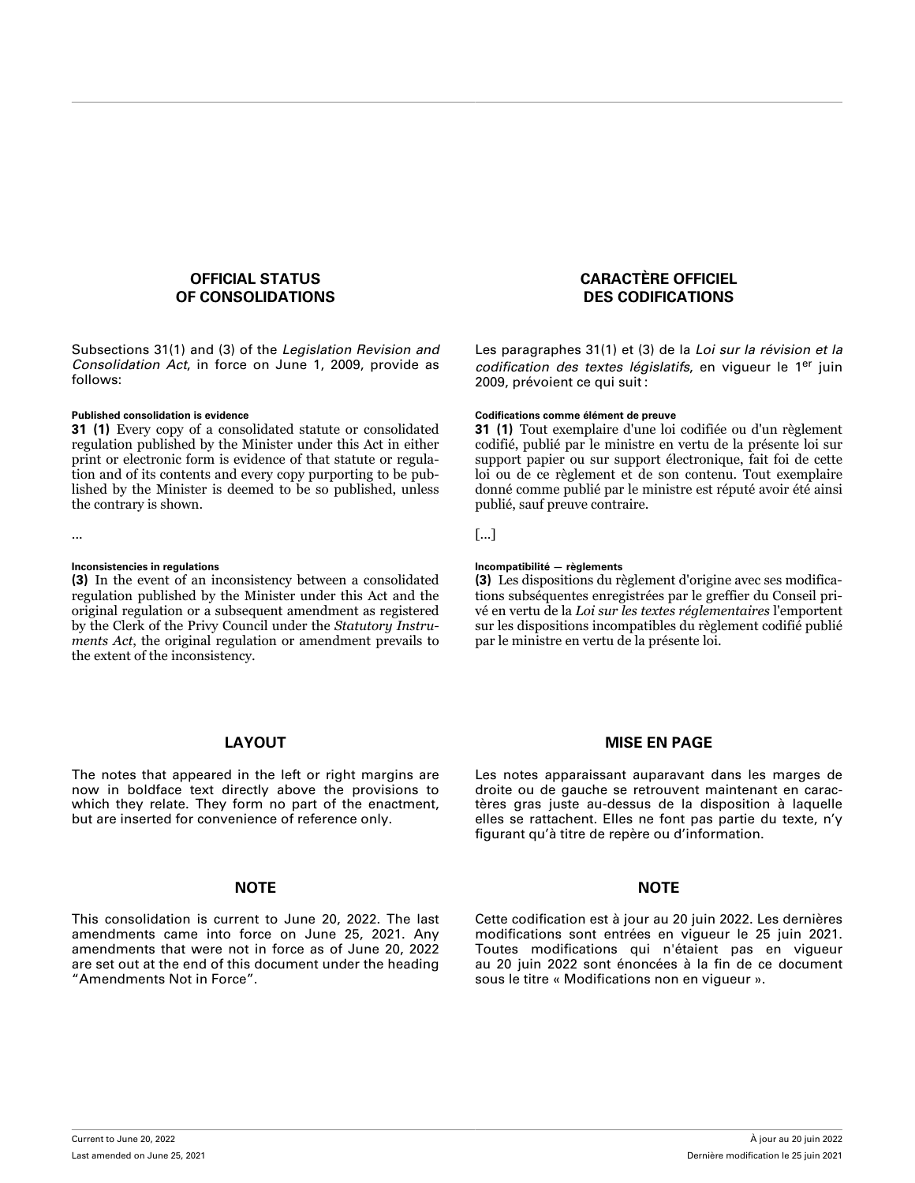## OFFICIAL STATUS OF CONSOLIDATIONS

Subsections 31(1) and (3) of the *Legislation Revision and Consolidation Act*, in force on June 1, 2009, provide as follows:

**Published consolidation is evidence**

**31 (1)** Every copy of a consolidated statute or consolidated regulation published by the Minister under this Act in either print or electronic form is evidence of that statute or regulation and of its contents and every copy purporting to be published by the Minister is deemed to be so published, unless the contrary is shown.

...

**Inconsistencies in regulations**

**(3)** In the event of an inconsistency between a consolidated regulation published by the Minister under this Act and the original regulation or a subsequent amendment as registered by the Clerk of the Privy Council under the *Statutory Instruments Act*, the original regulation or amendment prevails to the extent of the inconsistency.

## LAYOUT

The notes that appeared in the left or right margins are now in boldface text directly above the provisions to which they relate. They form no part of the enactment, but are inserted for convenience of reference only.

## NOTE

This consolidation is current to June 20, 2022. The last amendments came into force on June 25, 2021. Any amendments that were not in force as of June 20, 2022 are set out at the end of this document under the heading “Amendments Not in Force”.

## CARACTÈRE OFFICIEL DES CODIFICATIONS

Les paragraphes 31(1) et (3) de la *Loi sur la révision et la codification des textes législatifs*, en vigueur le 1[er] juin 2009, prévoient ce qui suit :

**Codifications comme élément de preuve**

**31 (1)** Tout exemplaire d'une loi codifiée ou d'un règlement codifié, publié par le ministre en vertu de la présente loi sur support papier ou sur support électronique, fait foi de cette loi ou de ce règlement et de son contenu. Tout exemplaire donné comme publié par le ministre est réputé avoir été ainsi publié, sauf preuve contraire.

[...]

**Incompatibilité — règlements**

**(3)** Les dispositions du règlement d'origine avec ses modifications subséquentes enregistrées par le greffier du Conseil privé en vertu de la *Loi sur les textes réglementaires* l'emportent sur les dispositions incompatibles du règlement codifié publié par le ministre en vertu de la présente loi.

## MISE EN PAGE

Les notes apparaissant auparavant dans les marges de droite ou de gauche se retrouvent maintenant en caractères gras juste au-dessus de la disposition à laquelle elles se rattachent. Elles ne font pas partie du texte, n’y figurant qu’à titre de repère ou d’information.

## NOTE

Cette codification est à jour au 20 juin 2022. Les dernières modifications sont entrées en vigueur le 25 juin 2021. Toutes modifications qui n'étaient pas en vigueur au 20 juin 2022 sont énoncées à la fin de ce document sous le titre « Modifications non en vigueur ».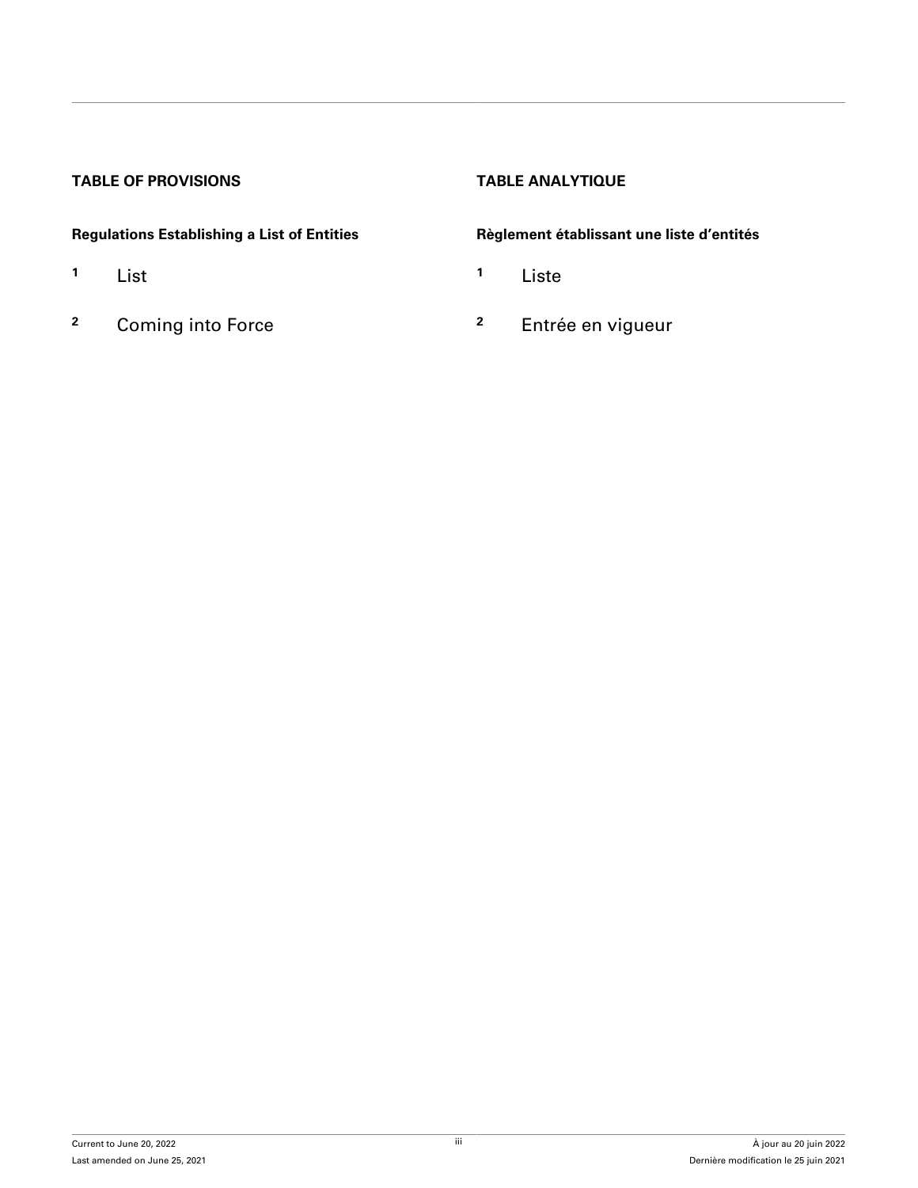## TABLE OF PROVISIONS

### Regulations Establishing a List of Entities

1 List

2 Coming into Force

## TABLE ANALYTIQUE

### Règlement établissant une liste d’entités

1 Liste

2 Entrée en vigueur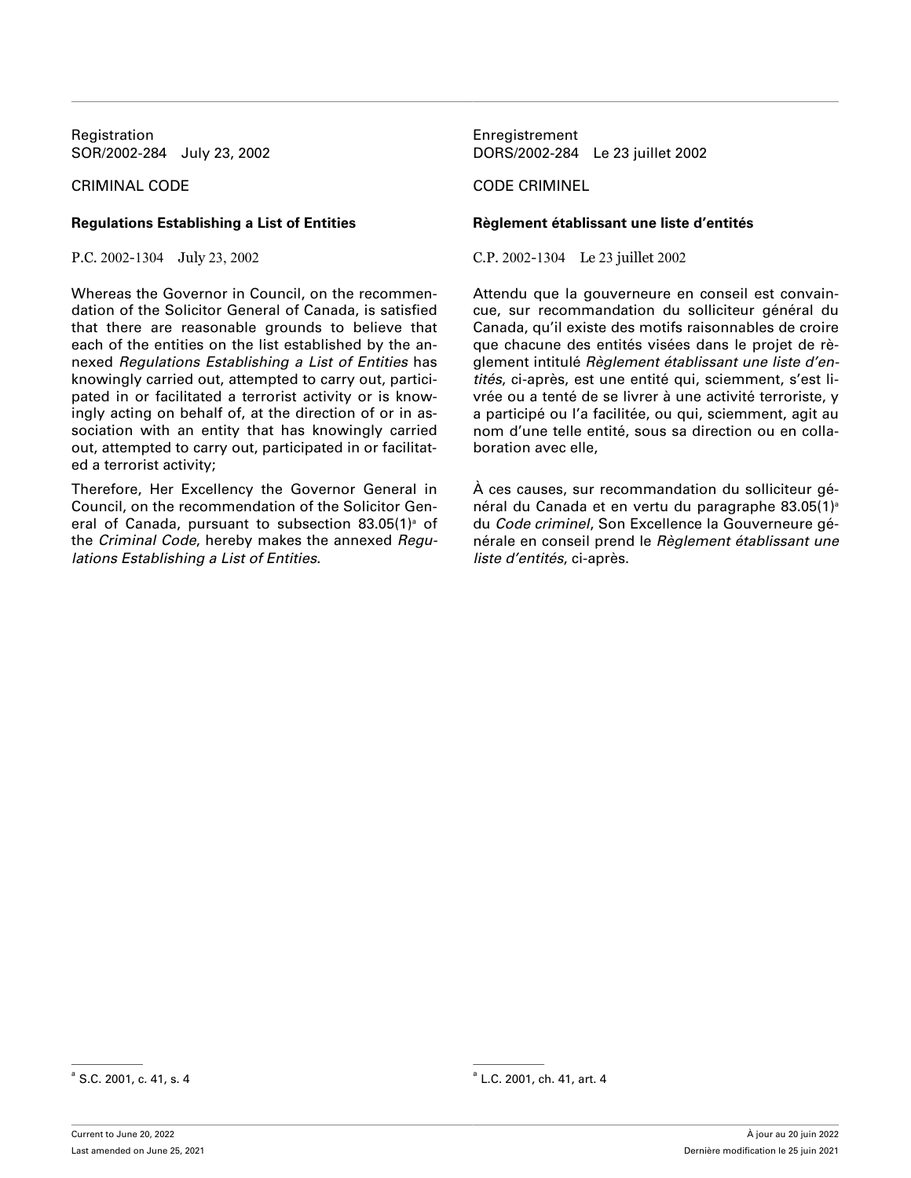Registration
SOR/2002-284 July 23, 2002

CRIMINAL CODE

**Regulations Establishing a List of Entities**

P.C. 2002-1304 July 23, 2002

Whereas the Governor in Council, on the recommendation of the Solicitor General of Canada, is satisfied that there are reasonable grounds to believe that each of the entities on the list established by the annexed *Regulations Establishing a List of Entities* has knowingly carried out, attempted to carry out, participated in or facilitated a terrorist activity or is knowingly acting on behalf of, at the direction of or in association with an entity that has knowingly carried out, attempted to carry out, participated in or facilitated a terrorist activity;

Therefore, Her Excellency the Governor General in Council, on the recommendation of the Solicitor General of Canada, pursuant to subsection 83.05(1)[a] of the *Criminal Code*, hereby makes the annexed *Regulations Establishing a List of Entities*.

[a] S.C. 2001, c. 41, s. 4

Enregistrement
DORS/2002-284 Le 23 juillet 2002

CODE CRIMINEL

**Règlement établissant une liste d'entités**

C.P. 2002-1304 Le 23 juillet 2002

Attendu que la gouverneure en conseil est convaincue, sur recommandation du solliciteur général du Canada, qu'il existe des motifs raisonnables de croire que chacune des entités visées dans le projet de règlement intitulé *Règlement établissant une liste d'entités*, ci-après, est une entité qui, sciemment, s'est livrée ou a tenté de se livrer à une activité terroriste, y a participé ou l'a facilitée, ou qui, sciemment, agit au nom d'une telle entité, sous sa direction ou en collaboration avec elle,

À ces causes, sur recommandation du solliciteur général du Canada et en vertu du paragraphe 83.05(1)[a] du *Code criminel*, Son Excellence la Gouverneure générale en conseil prend le *Règlement établissant une liste d'entités*, ci-après.

[a] L.C. 2001, ch. 41, art. 4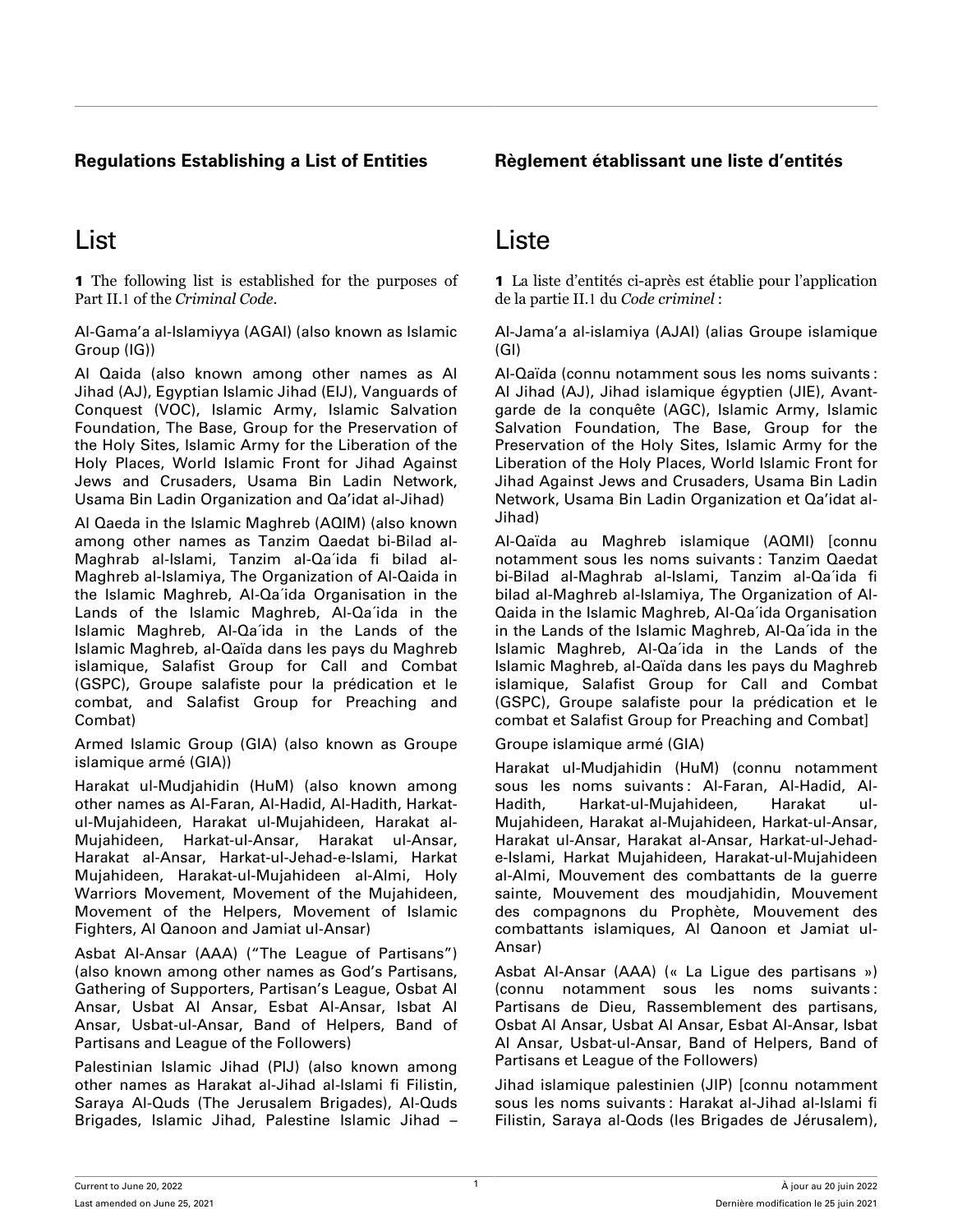## Regulations Establishing a List of Entities

# List

**1** The following list is established for the purposes of Part II.1 of the *Criminal Code*.

Al-Gama'a al-Islamiyya (AGAI) (also known as Islamic Group (IG))

Al Qaida (also known among other names as Al Jihad (AJ), Egyptian Islamic Jihad (EIJ), Vanguards of Conquest (VOC), Islamic Army, Islamic Salvation Foundation, The Base, Group for the Preservation of the Holy Sites, Islamic Army for the Liberation of the Holy Places, World Islamic Front for Jihad Against Jews and Crusaders, Usama Bin Ladin Network, Usama Bin Ladin Organization and Qa'idat al-Jihad)

Al Qaeda in the Islamic Maghreb (AQIM) (also known among other names as Tanzim Qaedat bi-Bilad al-Maghrab al-Islami, Tanzim al-Qa´ida fi bilad al-Maghreb al-Islamiya, The Organization of Al-Qaida in the Islamic Maghreb, Al-Qa´ida Organisation in the Lands of the Islamic Maghreb, Al-Qa´ida in the Islamic Maghreb, Al-Qa´ida in the Lands of the Islamic Maghreb, al-Qaïda dans les pays du Maghreb islamique, Salafist Group for Call and Combat (GSPC), Groupe salafiste pour la prédication et le combat, and Salafist Group for Preaching and Combat)

Armed Islamic Group (GIA) (also known as Groupe islamique armé (GIA))

Harakat ul-Mudjahidin (HuM) (also known among other names as Al-Faran, Al-Hadid, Al-Hadith, Harkat-ul-Mujahideen, Harakat ul-Mujahideen, Harakat al-Mujahideen, Harkat-ul-Ansar, Harakat ul-Ansar, Harakat al-Ansar, Harkat-ul-Jehad-e-Islami, Harakat Mujahideen, Harakat-ul-Mujahideen al-Almi, Holy Warriors Movement, Movement of the Mujahideen, Movement of the Helpers, Movement of Islamic Fighters, Al Qanoon and Jamiat ul-Ansar)

Asbat Al-Ansar (AAA) ("The League of Partisans") (also known among other names as God's Partisans, Gathering of Supporters, Partisan's League, Osbat Al Ansar, Usbat Al Ansar, Esbat Al-Ansar, Isbat Al Ansar, Usbat-ul-Ansar, Band of Helpers, Band of Partisans and League of the Followers)

Palestinian Islamic Jihad (PIJ) (also known among other names as Harakat al-Jihad al-Islami fi Filistin, Saraya Al-Quds (The Jerusalem Brigades), Al-Quds Brigades, Islamic Jihad, Palestine Islamic Jihad –

## Règlement établissant une liste d'entités

# Liste

**1** La liste d'entités ci-après est établie pour l'application de la partie II.1 du *Code criminel* :

Al-Jama'a al-islamiya (AJAI) (alias Groupe islamique (GI)

Al-Qaïda (connu notamment sous les noms suivants : Al Jihad (AJ), Jihad islamique égyptien (JIE), Avant-garde de la conquête (AGC), Islamic Army, Islamic Salvation Foundation, The Base, Group for the Preservation of the Holy Sites, Islamic Army for the Liberation of the Holy Places, World Islamic Front for Jihad Against Jews and Crusaders, Usama Bin Ladin Network, Usama Bin Ladin Organization et Qa'idat al-Jihad)

Al-Qaïda au Maghreb islamique (AQMI) [connu notamment sous les noms suivants : Tanzim Qaedat bi-Bilad al-Maghrab al-Islami, Tanzim al-Qa´ida fi bilad al-Maghreb al-Islamiya, The Organization of Al-Qaida in the Islamic Maghreb, Al-Qa´ida Organisation in the Lands of the Islamic Maghreb, Al-Qa´ida in the Islamic Maghreb, Al-Qa´ida in the Lands of the Islamic Maghreb, al-Qaïda dans les pays du Maghreb islamique, Salafist Group for Call and Combat (GSPC), Groupe salafiste pour la prédication et le combat et Salafist Group for Preaching and Combat]

Groupe islamique armé (GIA)

Harakat ul-Mudjahidin (HuM) (connu notamment sous les noms suivants : Al-Faran, Al-Hadid, Al-Hadith, Harkat-ul-Mujahideen, Harakat ul-Mujahideen, Harakat al-Mujahideen, Harkat-ul-Ansar, Harakat ul-Ansar, Harakat al-Ansar, Harkat-ul-Jehad-e-Islami, Harakat Mujahideen, Harakat-ul-Mujahideen al-Almi, Mouvement des combattants de la guerre sainte, Mouvement des moudjahidin, Mouvement des compagnons du Prophète, Mouvement des combattants islamiques, Al Qanoon et Jamiat ul-Ansar)

Asbat Al-Ansar (AAA) (« La Ligue des partisans ») (connu notamment sous les noms suivants : Partisans de Dieu, Rassemblement des partisans, Osbat Al Ansar, Usbat Al Ansar, Esbat Al-Ansar, Isbat Al Ansar, Usbat-ul-Ansar, Band of Helpers, Band of Partisans et League of the Followers)

Jihad islamique palestinien (JIP) [connu notamment sous les noms suivants : Harakat al-Jihad al-Islami fi Filistin, Saraya al-Qods (les Brigades de Jérusalem),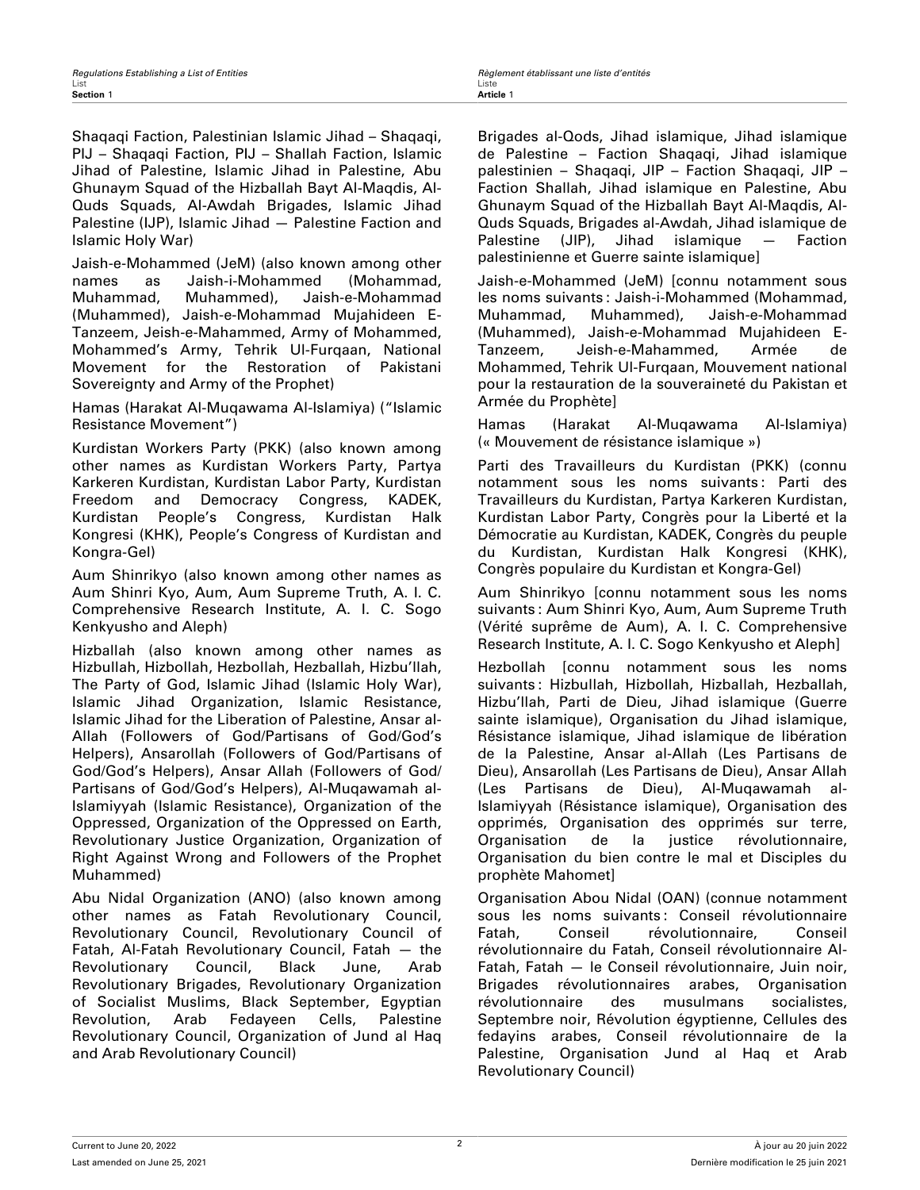Shaqaqi Faction, Palestinian Islamic Jihad – Shaqaqi, PIJ – Shaqaqi Faction, PIJ – Shallah Faction, Islamic Jihad of Palestine, Islamic Jihad in Palestine, Abu Ghunaym Squad of the Hizballah Bayt Al-Maqdis, Al-Quds Squads, Al-Awdah Brigades, Islamic Jihad Palestine (IJP), Islamic Jihad — Palestine Faction and Islamic Holy War)

Jaish-e-Mohammed (JeM) (also known among other names as Jaish-i-Mohammed (Mohammad, Muhammad, Muhammed), Jaish-e-Mohammad (Muhammed), Jaish-e-Mohammad Mujahideen E-Tanzeem, Jeish-e-Mahammed, Army of Mohammed, Mohammed's Army, Tehrik Ul-Furqaan, National Movement for the Restoration of Pakistani Sovereignty and Army of the Prophet)

Hamas (Harakat Al-Muqawama Al-Islamiya) ("Islamic Resistance Movement")

Kurdistan Workers Party (PKK) (also known among other names as Kurdistan Workers Party, Partya Karkeren Kurdistan, Kurdistan Labor Party, Kurdistan Freedom and Democracy Congress, KADEK, Kurdistan People's Congress, Kurdistan Halk Kongresi (KHK), People's Congress of Kurdistan and Kongra-Gel)

Aum Shinrikyo (also known among other names as Aum Shinri Kyo, Aum, Aum Supreme Truth, A. I. C. Comprehensive Research Institute, A. I. C. Sogo Kenkyusho and Aleph)

Hizballah (also known among other names as Hizbullah, Hizbollah, Hezbollah, Hezballah, Hizbu'llah, The Party of God, Islamic Jihad (Islamic Holy War), Islamic Jihad Organization, Islamic Resistance, Islamic Jihad for the Liberation of Palestine, Ansar al-Allah (Followers of God/Partisans of God/God's Helpers), Ansarollah (Followers of God/Partisans of God/God's Helpers), Ansar Allah (Followers of God/Partisans of God/God's Helpers), Al-Muqawamah al-Islamiyyah (Islamic Resistance), Organization of the Oppressed, Organization of the Oppressed on Earth, Revolutionary Justice Organization, Organization of Right Against Wrong and Followers of the Prophet Muhammed)

Abu Nidal Organization (ANO) (also known among other names as Fatah Revolutionary Council, Revolutionary Council, Revolutionary Council of Fatah, Al-Fatah Revolutionary Council, Fatah — the Revolutionary Council, Black June, Arab Revolutionary Brigades, Revolutionary Organization of Socialist Muslims, Black September, Egyptian Revolution, Arab Fedayeen Cells, Palestine Revolutionary Council, Organization of Jund al Haq and Arab Revolutionary Council)

Brigades al-Qods, Jihad islamique, Jihad islamique de Palestine – Faction Shaqaqi, Jihad islamique palestinien – Shaqaqi, JIP – Faction Shaqaqi, JIP – Faction Shallah, Jihad islamique en Palestine, Abu Ghunaym Squad of the Hizballah Bayt Al-Maqdis, Al-Quds Squads, Brigades al-Awdah, Jihad islamique de Palestine (JIP), Jihad islamique — Faction palestinienne et Guerre sainte islamique]

Jaish-e-Mohammed (JeM) [connu notamment sous les noms suivants : Jaish-i-Mohammed (Mohammad, Muhammad, Muhammed), Jaish-e-Mohammad (Muhammed), Jaish-e-Mohammad Mujahideen E-Tanzeem, Jeish-e-Mahammed, Armée de Mohammed, Tehrik Ul-Furqaan, Mouvement national pour la restauration de la souveraineté du Pakistan et Armée du Prophète]

Hamas (Harakat Al-Muqawama Al-Islamiya) (« Mouvement de résistance islamique »)

Parti des Travailleurs du Kurdistan (PKK) (connu notamment sous les noms suivants : Parti des Travailleurs du Kurdistan, Partya Karkeren Kurdistan, Kurdistan Labor Party, Congrès pour la Liberté et la Démocratie au Kurdistan, KADEK, Congrès du peuple du Kurdistan, Kurdistan Halk Kongresi (KHK), Congrès populaire du Kurdistan et Kongra-Gel)

Aum Shinrikyo [connu notamment sous les noms suivants : Aum Shinri Kyo, Aum, Aum Supreme Truth (Vérité suprême de Aum), A. I. C. Comprehensive Research Institute, A. I. C. Sogo Kenkyusho et Aleph]

Hezbollah [connu notamment sous les noms suivants : Hizbullah, Hizbollah, Hizballah, Hezballah, Hizbu'llah, Parti de Dieu, Jihad islamique (Guerre sainte islamique), Organisation du Jihad islamique, Résistance islamique, Jihad islamique de libération de la Palestine, Ansar al-Allah (Les Partisans de Dieu), Ansarollah (Les Partisans de Dieu), Ansar Allah (Les Partisans de Dieu), Al-Muqawamah al-Islamiyyah (Résistance islamique), Organisation des opprimés, Organisation des opprimés sur terre, Organisation de la justice révolutionnaire, Organisation du bien contre le mal et Disciples du prophète Mahomet]

Organisation Abou Nidal (OAN) (connue notamment sous les noms suivants : Conseil révolutionnaire Fatah, Conseil révolutionnaire, Conseil révolutionnaire du Fatah, Conseil révolutionnaire Al-Fatah, Fatah — le Conseil révolutionnaire, Juin noir, Brigades révolutionnaires arabes, Organisation révolutionnaire des musulmans socialistes, Septembre noir, Révolution égyptienne, Cellules des fedayins arabes, Conseil révolutionnaire de la Palestine, Organisation Jund al Haq et Arab Revolutionary Council)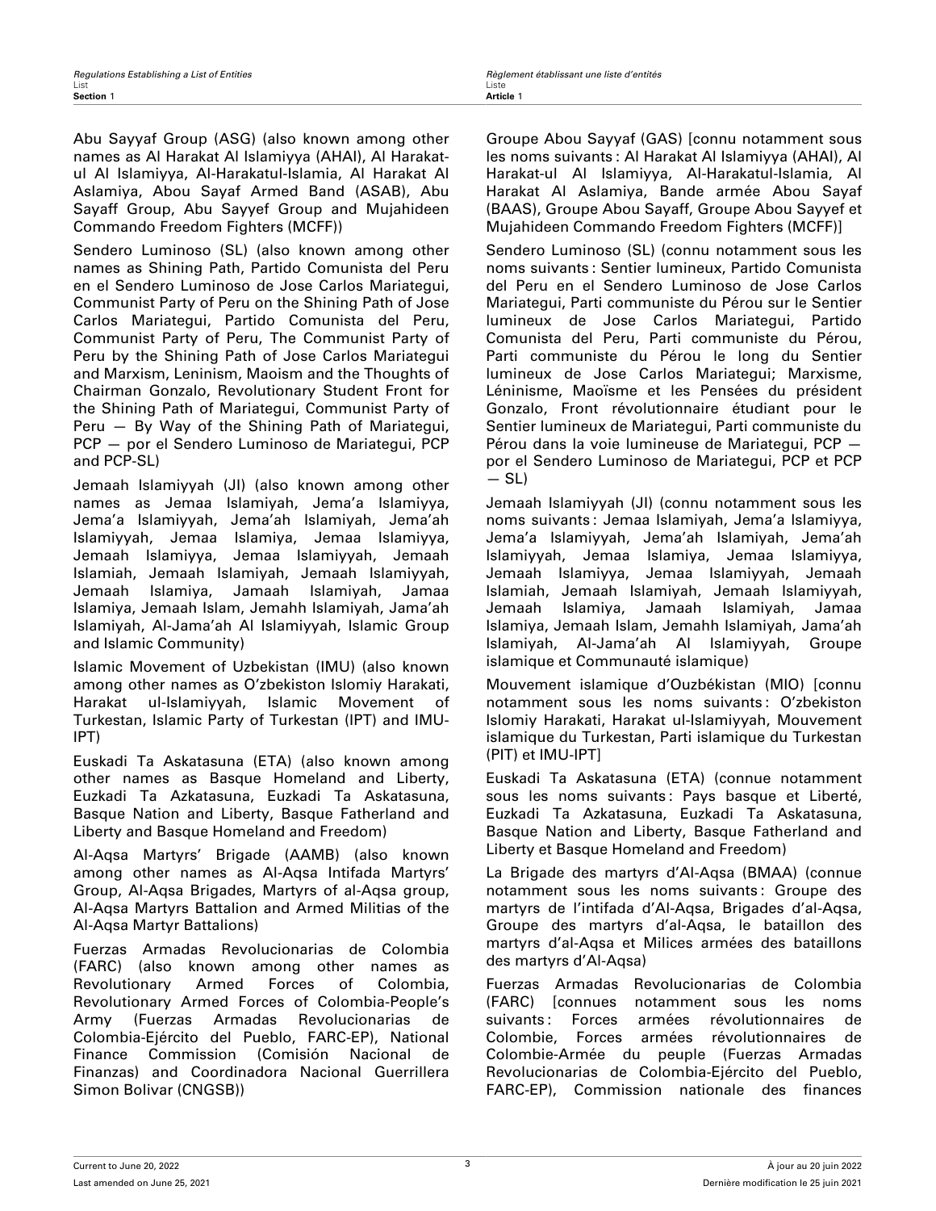Abu Sayyaf Group (ASG) (also known among other names as Al Harakat Al Islamiyya (AHAI), Al Harakat-ul Al Islamiyya, Al-Harakatul-Islamia, Al Harakat Al Aslamiya, Abou Sayaf Armed Band (ASAB), Abu Sayaff Group, Abu Sayyef Group and Mujahideen Commando Freedom Fighters (MCFF))

Sendero Luminoso (SL) (also known among other names as Shining Path, Partido Comunista del Peru en el Sendero Luminoso de Jose Carlos Mariategui, Communist Party of Peru on the Shining Path of Jose Carlos Mariategui, Partido Comunista del Peru, Communist Party of Peru, The Communist Party of Peru by the Shining Path of Jose Carlos Mariategui and Marxism, Leninism, Maoism and the Thoughts of Chairman Gonzalo, Revolutionary Student Front for the Shining Path of Mariategui, Communist Party of Peru — By Way of the Shining Path of Mariategui, PCP — por el Sendero Luminoso de Mariategui, PCP and PCP-SL)

Jemaah Islamiyyah (JI) (also known among other names as Jemaa Islamiyah, Jema'a Islamiyya, Jema'a Islamiyyah, Jema'ah Islamiyah, Jema'ah Islamiyyah, Jemaa Islamiya, Jemaa Islamiyya, Jemaah Islamiyya, Jemaa Islamiyyah, Jemaah Islamiah, Jemaah Islamiyah, Jemaah Islamiyyah, Jemaah Islamiya, Jamaah Islamiyah, Jamaa Islamiya, Jemaah Islam, Jemahh Islamiyah, Jama'ah Islamiyah, Al-Jama'ah Al Islamiyyah, Islamic Group and Islamic Community)

Islamic Movement of Uzbekistan (IMU) (also known among other names as O'zbekiston Islomiy Harakati, Harakat ul-Islamiyyah, Islamic Movement of Turkestan, Islamic Party of Turkestan (IPT) and IMU-IPT)

Euskadi Ta Askatasuna (ETA) (also known among other names as Basque Homeland and Liberty, Euzkadi Ta Azkatasuna, Euzkadi Ta Askatasuna, Basque Nation and Liberty, Basque Fatherland and Liberty and Basque Homeland and Freedom)

Al-Aqsa Martyrs' Brigade (AAMB) (also known among other names as Al-Aqsa Intifada Martyrs' Group, Al-Aqsa Brigades, Martyrs of al-Aqsa group, Al-Aqsa Martyrs Battalion and Armed Militias of the Al-Aqsa Martyr Battalions)

Fuerzas Armadas Revolucionarias de Colombia (FARC) (also known among other names as Revolutionary Armed Forces of Colombia, Revolutionary Armed Forces of Colombia-People's Army (Fuerzas Armadas Revolucionarias de Colombia-Ejército del Pueblo, FARC-EP), National Finance Commission (Comisión Nacional de Finanzas) and Coordinadora Nacional Guerrillera Simon Bolivar (CNGSB))

Groupe Abou Sayyaf (GAS) [connu notamment sous les noms suivants : Al Harakat Al Islamiyya (AHAI), Al Harakat-ul Al Islamiyya, Al-Harakatul-Islamia, Al Harakat Al Aslamiya, Bande armée Abou Sayaf (BAAS), Groupe Abou Sayaff, Groupe Abou Sayyef et Mujahideen Commando Freedom Fighters (MCFF)]

Sendero Luminoso (SL) (connu notamment sous les noms suivants : Sentier lumineux, Partido Comunista del Peru en el Sendero Luminoso de Jose Carlos Mariategui, Parti communiste du Pérou sur le Sentier lumineux de Jose Carlos Mariategui, Partido Comunista del Peru, Parti communiste du Pérou, Parti communiste du Pérou le long du Sentier lumineux de Jose Carlos Mariategui; Marxisme, Léninisme, Maoïsme et les Pensées du président Gonzalo, Front révolutionnaire étudiant pour le Sentier lumineux de Mariategui, Parti communiste du Pérou dans la voie lumineuse de Mariategui, PCP — por el Sendero Luminoso de Mariategui, PCP et PCP — SL)

Jemaah Islamiyyah (JI) (connu notamment sous les noms suivants : Jemaa Islamiyah, Jema'a Islamiyya, Jema'a Islamiyyah, Jema'ah Islamiyah, Jema'ah Islamiyyah, Jemaa Islamiya, Jemaa Islamiyya, Jemaah Islamiyya, Jemaa Islamiyyah, Jemaah Islamiah, Jemaah Islamiyah, Jemaah Islamiyyah, Jemaah Islamiya, Jamaah Islamiyah, Jamaa Islamiya, Jemaah Islam, Jemahh Islamiyah, Jama'ah Islamiyah, Al-Jama'ah Al Islamiyyah, Groupe islamique et Communauté islamique)

Mouvement islamique d'Ouzbékistan (MIO) [connu notamment sous les noms suivants : O'zbekiston Islomiy Harakati, Harakat ul-Islamiyyah, Mouvement islamique du Turkestan, Parti islamique du Turkestan (PIT) et IMU-IPT]

Euskadi Ta Askatasuna (ETA) (connue notamment sous les noms suivants : Pays basque et Liberté, Euzkadi Ta Azkatasuna, Euzkadi Ta Askatasuna, Basque Nation and Liberty, Basque Fatherland and Liberty et Basque Homeland and Freedom)

La Brigade des martyrs d'Al-Aqsa (BMAA) (connue notamment sous les noms suivants : Groupe des martyrs de l'intifada d'Al-Aqsa, Brigades d'al-Aqsa, Groupe des martyrs d'al-Aqsa, le bataillon des martyrs d'al-Aqsa et Milices armées des bataillons des martyrs d'Al-Aqsa)

Fuerzas Armadas Revolucionarias de Colombia (FARC) [connues notamment sous les noms suivants : Forces armées révolutionnaires de Colombie, Forces armées révolutionnaires de Colombie-Armée du peuple (Fuerzas Armadas Revolucionarias de Colombia-Ejército del Pueblo, FARC-EP), Commission nationale des finances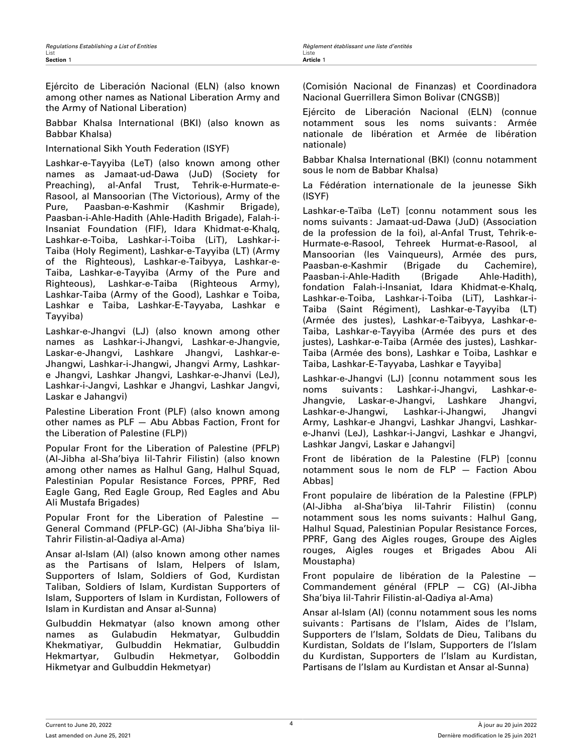Ejército de Liberación Nacional (ELN) (also known among other names as National Liberation Army and the Army of National Liberation)

Babbar Khalsa International (BKI) (also known as Babbar Khalsa)

International Sikh Youth Federation (ISYF)

Lashkar-e-Tayyiba (LeT) (also known among other names as Jamaat-ud-Dawa (JuD) (Society for Preaching), al-Anfal Trust, Tehrik-e-Hurmate-e-Rasool, al Mansoorian (The Victorious), Army of the Pure, Paasban-e-Kashmir (Kashmir Brigade), Paasban-i-Ahle-Hadith (Ahle-Hadith Brigade), Falah-i-Insaniat Foundation (FIF), Idara Khidmat-e-Khalq, Lashkar-e-Toiba, Lashkar-i-Toiba (LiT), Lashkar-i-Taiba (Holy Regiment), Lashkar-e-Tayyiba (LT) (Army of the Righteous), Lashkar-e-Taibyya, Lashkar-e-Taiba, Lashkar-e-Tayyiba (Army of the Pure and Righteous), Lashkar-e-Taiba (Righteous Army), Lashkar-Taiba (Army of the Good), Lashkar e Toiba, Lashkar e Taiba, Lashkar-E-Tayyaba, Lashkar e Tayyiba)

Lashkar-e-Jhangvi (LJ) (also known among other names as Lashkar-i-Jhangvi, Lashkar-e-Jhangvie, Laskar-e-Jhangvi, Lashkare Jhangvi, Lashkar-e-Jhangwi, Lashkar-i-Jhangwi, Jhangvi Army, Lashkar-e Jhangvi, Lashkar Jhangvi, Lashkar-e-Jhanvi (LeJ), Lashkar-i-Jangvi, Lashkar e Jhangvi, Lashkar Jangvi, Laskar e Jahangvi)

Palestine Liberation Front (PLF) (also known among other names as PLF — Abu Abbas Faction, Front for the Liberation of Palestine (FLP))

Popular Front for the Liberation of Palestine (PFLP) (Al-Jibha al-Sha'biya lil-Tahrir Filistin) (also known among other names as Halhul Gang, Halhul Squad, Palestinian Popular Resistance Forces, PPRF, Red Eagle Gang, Red Eagle Group, Red Eagles and Abu Ali Mustafa Brigades)

Popular Front for the Liberation of Palestine — General Command (PFLP-GC) (Al-Jibha Sha'biya lil-Tahrir Filistin-al-Qadiya al-Ama)

Ansar al-Islam (AI) (also known among other names as the Partisans of Islam, Helpers of Islam, Supporters of Islam, Soldiers of God, Kurdistan Taliban, Soldiers of Islam, Kurdistan Supporters of Islam, Supporters of Islam in Kurdistan, Followers of Islam in Kurdistan and Ansar al-Sunna)

Gulbuddin Hekmatyar (also known among other names as Gulabudin Hekmatyar, Gulbuddin Khekmatiyar, Gulbuddin Hekmatiar, Gulbuddin Hekmartyar, Gulbudin Hekmetyar, Golboddin Hikmetyar and Gulbuddin Hekmetyar)

(Comisión Nacional de Finanzas) et Coordinadora Nacional Guerrillera Simon Bolivar (CNGSB)]

Ejército de Liberación Nacional (ELN) (connue notamment sous les noms suivants : Armée nationale de libération et Armée de libération nationale)

Babbar Khalsa International (BKI) (connu notamment sous le nom de Babbar Khalsa)

La Fédération internationale de la jeunesse Sikh (ISYF)

Lashkar-e-Taïba (LeT) [connu notamment sous les noms suivants : Jamaat-ud-Dawa (JuD) (Association de la profession de la foi), al-Anfal Trust, Tehrik-e-Hurmate-e-Rasool, Tehreek Hurmat-e-Rasool, al Mansoorian (les Vainqueurs), Armée des purs, Paasban-e-Kashmir (Brigade du Cachemire), Paasban-i-Ahle-Hadith (Brigade Ahle-Hadith), fondation Falah-i-Insaniat, Idara Khidmat-e-Khalq, Lashkar-e-Toiba, Lashkar-i-Toiba (LiT), Lashkar-i-Taiba (Saint Régiment), Lashkar-e-Tayyiba (LT) (Armée des justes), Lashkar-e-Taibyya, Lashkar-e-Taiba, Lashkar-e-Tayyiba (Armée des purs et des justes), Lashkar-e-Taiba (Armée des justes), Lashkar-Taiba (Armée des bons), Lashkar e Toiba, Lashkar e Taiba, Lashkar-E-Tayyaba, Lashkar e Tayyiba]

Lashkar-e-Jhangvi (LJ) [connu notamment sous les noms suivants : Lashkar-i-Jhangvi, Lashkar-e-Jhangvie, Laskar-e-Jhangvi, Lashkare Jhangvi, Lashkar-e-Jhangwi, Lashkar-i-Jhangwi, Jhangvi Army, Lashkar-e Jhangvi, Lashkar Jhangvi, Lashkar-e-Jhanvi (LeJ), Lashkar-i-Jangvi, Lashkar e Jhangvi, Lashkar Jangvi, Laskar e Jahangvi]

Front de libération de la Palestine (FLP) [connu notamment sous le nom de FLP — Faction Abou Abbas]

Front populaire de libération de la Palestine (FPLP) (Al-Jibha al-Sha'biya lil-Tahrir Filistin) (connu notamment sous les noms suivants : Halhul Gang, Halhul Squad, Palestinian Popular Resistance Forces, PPRF, Gang des Aigles rouges, Groupe des Aigles rouges, Aigles rouges et Brigades Abou Ali Moustapha)

Front populaire de libération de la Palestine — Commandement général (FPLP — CG) (Al-Jibha Sha'biya lil-Tahrir Filistin-al-Qadiya al-Ama)

Ansar al-Islam (AI) (connu notamment sous les noms suivants : Partisans de l'Islam, Aides de l'Islam, Supporters de l'Islam, Soldats de Dieu, Talibans du Kurdistan, Soldats de l'Islam, Supporters de l'Islam du Kurdistan, Supporters de l'Islam au Kurdistan, Partisans de l'Islam au Kurdistan et Ansar al-Sunna)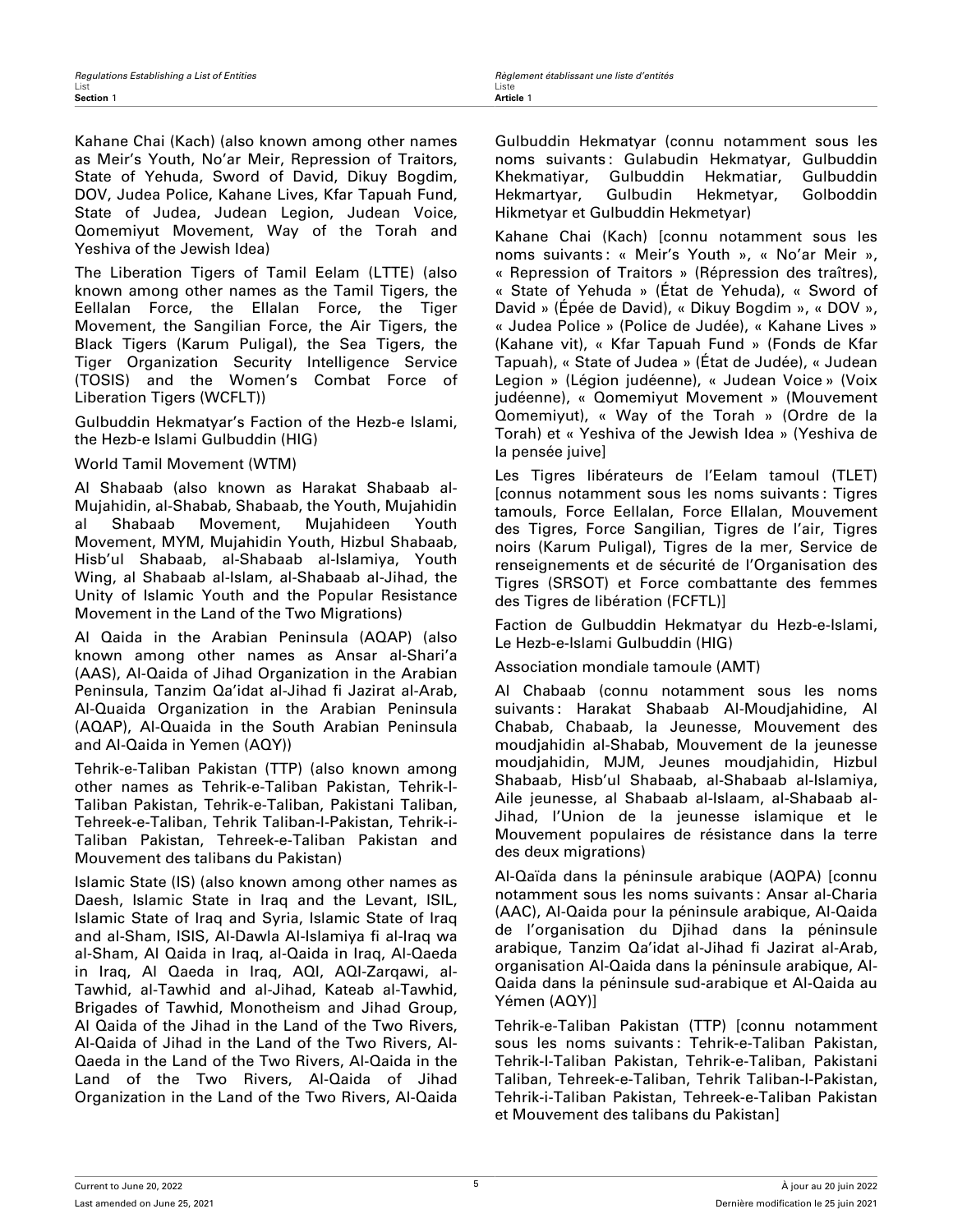Kahane Chai (Kach) (also known among other names as Meir's Youth, No'ar Meir, Repression of Traitors, State of Yehuda, Sword of David, Dikuy Bogdim, DOV, Judea Police, Kahane Lives, Kfar Tapuah Fund, State of Judea, Judean Legion, Judean Voice, Qomemiyut Movement, Way of the Torah and Yeshiva of the Jewish Idea)

The Liberation Tigers of Tamil Eelam (LTTE) (also known among other names as the Tamil Tigers, the Eellalan Force, the Ellalan Force, the Tiger Movement, the Sangilian Force, the Air Tigers, the Black Tigers (Karum Puligal), the Sea Tigers, the Tiger Organization Security Intelligence Service (TOSIS) and the Women's Combat Force of Liberation Tigers (WCFLT))

Gulbuddin Hekmatyar's Faction of the Hezb-e Islami, the Hezb-e Islami Gulbuddin (HIG)

World Tamil Movement (WTM)

Al Shabaab (also known as Harakat Shabaab al-Mujahidin, al-Shabab, Shabaab, the Youth, Mujahidin al Shabaab Movement, Mujahideen Youth Movement, MYM, Mujahidin Youth, Hizbul Shabaab, Hisb'ul Shabaab, al-Shabaab al-Islamiya, Youth Wing, al Shabaab al-Islam, al-Shabaab al-Jihad, the Unity of Islamic Youth and the Popular Resistance Movement in the Land of the Two Migrations)

Al Qaida in the Arabian Peninsula (AQAP) (also known among other names as Ansar al-Shari'a (AAS), Al-Qaida of Jihad Organization in the Arabian Peninsula, Tanzim Qa'idat al-Jihad fi Jazirat al-Arab, Al-Quaida Organization in the Arabian Peninsula (AQAP), Al-Quaida in the South Arabian Peninsula and Al-Qaida in Yemen (AQY))

Tehrik-e-Taliban Pakistan (TTP) (also known among other names as Tehrik-e-Taliban Pakistan, Tehrik-I-Taliban Pakistan, Tehrik-e-Taliban, Pakistani Taliban, Tehreek-e-Taliban, Tehrik Taliban-I-Pakistan, Tehrik-i-Taliban Pakistan, Tehreek-e-Taliban Pakistan and Mouvement des talibans du Pakistan)

Islamic State (IS) (also known among other names as Daesh, Islamic State in Iraq and the Levant, ISIL, Islamic State of Iraq and Syria, Islamic State of Iraq and al-Sham, ISIS, Al-Dawla Al-Islamiya fi al-Iraq wa al-Sham, Al Qaida in Iraq, al-Qaida in Iraq, Al-Qaeda in Iraq, Al Qaeda in Iraq, AQI, AQI-Zarqawi, al-Tawhid, al-Tawhid and al-Jihad, Kateab al-Tawhid, Brigades of Tawhid, Monotheism and Jihad Group, Al Qaida of the Jihad in the Land of the Two Rivers, Al-Qaida of Jihad in the Land of the Two Rivers, Al-Qaeda in the Land of the Two Rivers, Al-Qaida in the Land of the Two Rivers, Al-Qaida of Jihad Organization in the Land of the Two Rivers, Al-Qaida

Gulbuddin Hekmatyar (connu notamment sous les noms suivants : Gulabudin Hekmatyar, Gulbuddin Khekmatiyar, Gulbuddin Hekmatiar, Gulbuddin Hekmartyar, Gulbudin Hekmetyar, Golboddin Hikmetyar et Gulbuddin Hekmetyar)

Kahane Chai (Kach) [connu notamment sous les noms suivants : « Meir's Youth », « No'ar Meir », « Repression of Traitors » (Répression des traîtres), « State of Yehuda » (État de Yehuda), « Sword of David » (Épée de David), « Dikuy Bogdim », « DOV », « Judea Police » (Police de Judée), « Kahane Lives » (Kahane vit), « Kfar Tapuah Fund » (Fonds de Kfar Tapuah), « State of Judea » (État de Judée), « Judean Legion » (Légion judéenne), « Judean Voice » (Voix judéenne), « Qomemiyut Movement » (Mouvement Qomemiyut), « Way of the Torah » (Ordre de la Torah) et « Yeshiva of the Jewish Idea » (Yeshiva de la pensée juive]

Les Tigres libérateurs de l'Eelam tamoul (TLET) [connus notamment sous les noms suivants : Tigres tamouls, Force Eellalan, Force Ellalan, Mouvement des Tigres, Force Sangilian, Tigres de l'air, Tigres noirs (Karum Puligal), Tigres de la mer, Service de renseignements et de sécurité de l'Organisation des Tigres (SRSOT) et Force combattante des femmes des Tigres de libération (FCFTL)]

Faction de Gulbuddin Hekmatyar du Hezb-e-Islami, Le Hezb-e-Islami Gulbuddin (HIG)

Association mondiale tamoule (AMT)

Al Chabaab (connu notamment sous les noms suivants : Harakat Shabaab Al-Moudjahidine, Al Chabab, Chabaab, la Jeunesse, Mouvement des moudjahidin al-Shabab, Mouvement de la jeunesse moudjahidin, MJM, Jeunes moudjahidin, Hizbul Shabaab, Hisb'ul Shabaab, al-Shabaab al-Islamiya, Aile jeunesse, al Shabaab al-Islaam, al-Shabaab al-Jihad, l'Union de la jeunesse islamique et le Mouvement populaires de résistance dans la terre des deux migrations)

Al-Qaïda dans la péninsule arabique (AQPA) [connu notamment sous les noms suivants : Ansar al-Charia (AAC), Al-Qaida pour la péninsule arabique, Al-Qaida de l'organisation du Djihad dans la péninsule arabique, Tanzim Qa'idat al-Jihad fi Jazirat al-Arab, organisation Al-Qaida dans la péninsule arabique, Al-Qaida dans la péninsule sud-arabique et Al-Qaida au Yémen (AQY)]

Tehrik-e-Taliban Pakistan (TTP) [connu notamment sous les noms suivants : Tehrik-e-Taliban Pakistan, Tehrik-I-Taliban Pakistan, Tehrik-e-Taliban, Pakistani Taliban, Tehreek-e-Taliban, Tehrik Taliban-I-Pakistan, Tehrik-i-Taliban Pakistan, Tehreek-e-Taliban Pakistan et Mouvement des talibans du Pakistan]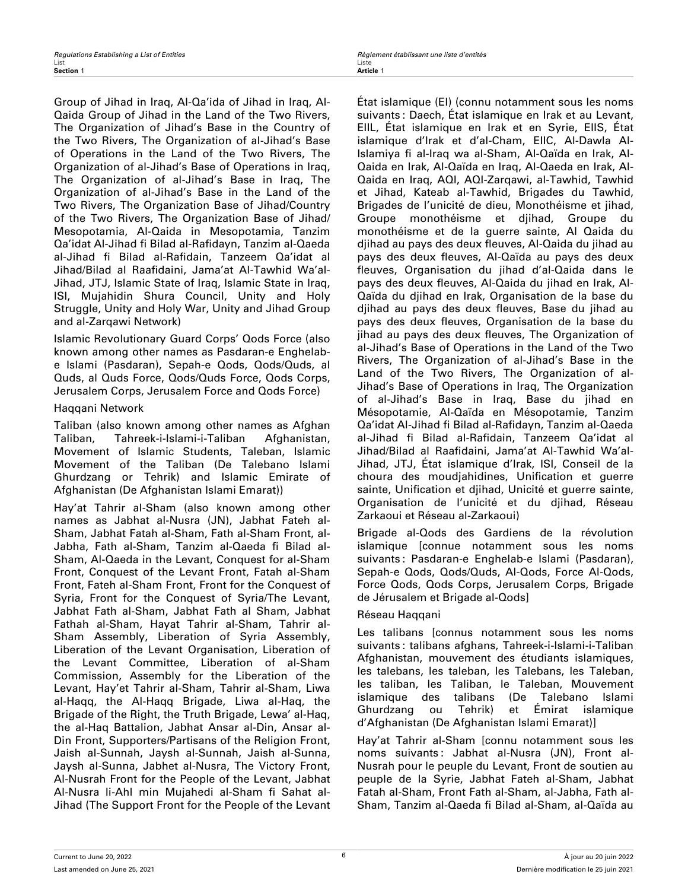Group of Jihad in Iraq, Al-Qa'ida of Jihad in Iraq, Al-Qaida Group of Jihad in the Land of the Two Rivers, The Organization of Jihad's Base in the Country of the Two Rivers, The Organization of al-Jihad's Base of Operations in the Land of the Two Rivers, The Organization of al-Jihad's Base of Operations in Iraq, The Organization of al-Jihad's Base in Iraq, The Organization of al-Jihad's Base in the Land of the Two Rivers, The Organization Base of Jihad/Country of the Two Rivers, The Organization Base of Jihad/Mesopotamia, Al-Qaida in Mesopotamia, Tanzim Qa'idat Al-Jihad fi Bilad al-Rafidayn, Tanzim al-Qaeda al-Jihad fi Bilad al-Rafidain, Tanzeem Qa'idat al Jihad/Bilad al Raafidaini, Jama'at Al-Tawhid Wa'al-Jihad, JTJ, Islamic State of Iraq, Islamic State in Iraq, ISI, Mujahidin Shura Council, Unity and Holy Struggle, Unity and Holy War, Unity and Jihad Group and al-Zarqawi Network)

Islamic Revolutionary Guard Corps' Qods Force (also known among other names as Pasdaran-e Enghelab-e Islami (Pasdaran), Sepah-e Qods, Qods/Quds, al Quds, al Quds Force, Qods/Quds Force, Qods Corps, Jerusalem Corps, Jerusalem Force and Qods Force)

Haqqani Network

Taliban (also known among other names as Afghan Taliban, Tahreek-i-Islami-i-Taliban Afghanistan, Movement of Islamic Students, Taleban, Islamic Movement of the Taliban (De Talebano Islami Ghurdzang or Tehrik) and Islamic Emirate of Afghanistan (De Afghanistan Islami Emarat))

Hay'at Tahrir al-Sham (also known among other names as Jabhat al-Nusra (JN), Jabhat Fateh al-Sham, Jabhat Fatah al-Sham, Fath al-Sham Front, al-Jabha, Fath al-Sham, Tanzim al-Qaeda fi Bilad al-Sham, Al-Qaeda in the Levant, Conquest for al-Sham Front, Conquest of the Levant Front, Fatah al-Sham Front, Fateh al-Sham Front, Front for the Conquest of Syria, Front for the Conquest of Syria/The Levant, Jabhat Fath al-Sham, Jabhat Fath al Sham, Jabhat Fathah al-Sham, Hayat Tahrir al-Sham, Tahrir al-Sham Assembly, Liberation of Syria Assembly, Liberation of the Levant Organisation, Liberation of the Levant Committee, Liberation of al-Sham Commission, Assembly for the Liberation of the Levant, Hay'et Tahrir al-Sham, Tahrir al-Sham, Liwa al-Haqq, the Al-Haqq Brigade, Liwa al-Haq, the Brigade of the Right, the Truth Brigade, Lewa' al-Haq, the al-Haq Battalion, Jabhat Ansar al-Din, Ansar al-Din Front, Supporters/Partisans of the Religion Front, Jaish al-Sunnah, Jaysh al-Sunnah, Jaish al-Sunna, Jaysh al-Sunna, Jabhet al-Nusra, The Victory Front, Al-Nusrah Front for the People of the Levant, Jabhat Al-Nusra li-Ahl min Mujahedi al-Sham fi Sahat al-Jihad (The Support Front for the People of the Levant

État islamique (EI) (connu notamment sous les noms suivants : Daech, État islamique en Irak et au Levant, EIIL, État islamique en Irak et en Syrie, EIIS, État islamique d'Irak et d'al-Cham, EIIC, Al-Dawla Al-Islamiya fi al-Iraq wa al-Sham, Al-Qaïda en Irak, Al-Qaida en Irak, Al-Qaïda en Iraq, Al-Qaeda en Irak, Al-Qaida en Iraq, AQI, AQI-Zarqawi, al-Tawhid, Tawhid et Jihad, Kateab al-Tawhid, Brigades du Tawhid, Brigades de l'unicité de dieu, Monothéisme et jihad, Groupe monothéisme et djihad, Groupe du monothéisme et de la guerre sainte, Al Qaida du djihad au pays des deux fleuves, Al-Qaida du jihad au pays des deux fleuves, Al-Qaïda au pays des deux fleuves, Organisation du jihad d'al-Qaida dans le pays des deux fleuves, Al-Qaida du jihad en Irak, Al-Qaïda du djihad en Irak, Organisation de la base du djihad au pays des deux fleuves, Base du jihad au pays des deux fleuves, Organisation de la base du jihad au pays des deux fleuves, The Organization of al-Jihad's Base of Operations in the Land of the Two Rivers, The Organization of al-Jihad's Base in the Land of the Two Rivers, The Organization of al-Jihad's Base of Operations in Iraq, The Organization of al-Jihad's Base in Iraq, Base du jihad en Mésopotamie, Al-Qaïda en Mésopotamie, Tanzim Qa'idat Al-Jihad fi Bilad al-Rafidayn, Tanzim al-Qaeda al-Jihad fi Bilad al-Rafidain, Tanzeem Qa'idat al Jihad/Bilad al Raafidaini, Jama'at Al-Tawhid Wa'al-Jihad, JTJ, État islamique d'Irak, ISI, Conseil de la choura des moudjahidines, Unification et guerre sainte, Unification et djihad, Unicité et guerre sainte, Organisation de l'unicité et du djihad, Réseau Zarkaoui et Réseau al-Zarkaoui)

Brigade al-Qods des Gardiens de la révolution islamique [connue notamment sous les noms suivants : Pasdaran-e Enghelab-e Islami (Pasdaran), Sepah-e Qods, Qods/Quds, Al-Qods, Force Al-Qods, Force Qods, Qods Corps, Jerusalem Corps, Brigade de Jérusalem et Brigade al-Qods]

Réseau Haqqani

Les talibans [connus notamment sous les noms suivants : talibans afghans, Tahreek-i-Islami-i-Taliban Afghanistan, mouvement des étudiants islamiques, les talebans, les taleban, les Talebans, les Taleban, les taliban, les Taliban, le Taleban, Mouvement islamique des talibans (De Talebano Islami Ghurdzang ou Tehrik) et Émirat islamique d'Afghanistan (De Afghanistan Islami Emarat)]

Hay'at Tahrir al-Sham [connu notamment sous les noms suivants : Jabhat al-Nusra (JN), Front al-Nusrah pour le peuple du Levant, Front de soutien au peuple de la Syrie, Jabhat Fateh al-Sham, Jabhat Fatah al-Sham, Front Fath al-Sham, al-Jabha, Fath al-Sham, Tanzim al-Qaeda fi Bilad al-Sham, al-Qaïda au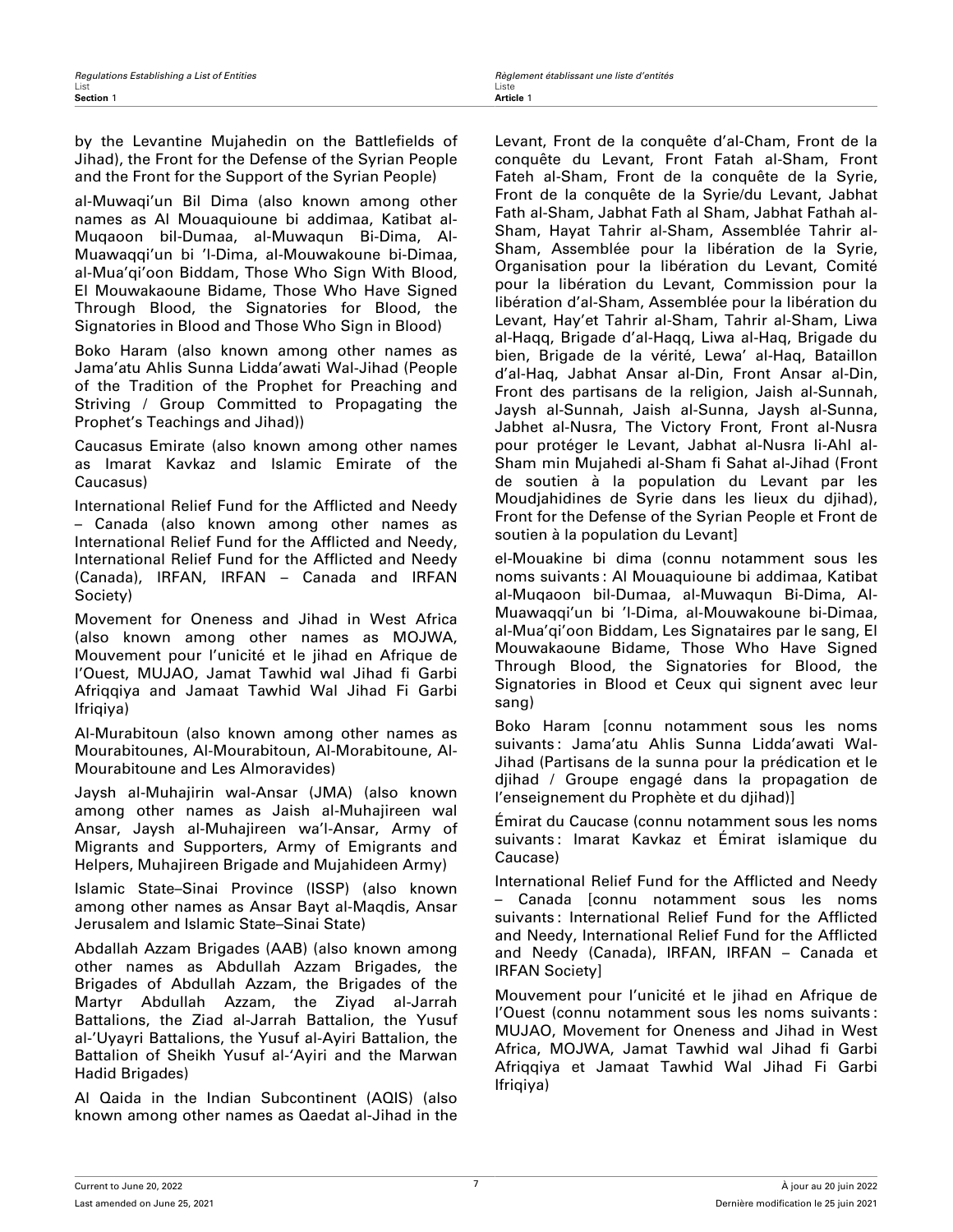by the Levantine Mujahedin on the Battlefields of Jihad), the Front for the Defense of the Syrian People and the Front for the Support of the Syrian People)

al-Muwaqi'un Bil Dima (also known among other names as Al Mouaquioune bi addimaa, Katibat al-Muqaoon bil-Dumaa, al-Muwaqun Bi-Dima, Al-Muawaqqi'un bi 'l-Dima, al-Mouwakoune bi-Dimaa, al-Mua'qi'oon Biddam, Those Who Sign With Blood, El Mouwakaoune Bidame, Those Who Have Signed Through Blood, the Signatories for Blood, the Signatories in Blood and Those Who Sign in Blood)

Boko Haram (also known among other names as Jama'atu Ahlis Sunna Lidda'awati Wal-Jihad (People of the Tradition of the Prophet for Preaching and Striving / Group Committed to Propagating the Prophet's Teachings and Jihad))

Caucasus Emirate (also known among other names as Imarat Kavkaz and Islamic Emirate of the Caucasus)

International Relief Fund for the Afflicted and Needy – Canada (also known among other names as International Relief Fund for the Afflicted and Needy, International Relief Fund for the Afflicted and Needy (Canada), IRFAN, IRFAN – Canada and IRFAN Society)

Movement for Oneness and Jihad in West Africa (also known among other names as MOJWA, Mouvement pour l'unicité et le jihad en Afrique de l'Ouest, MUJAO, Jamat Tawhid wal Jihad fi Garbi Afriqqiya and Jamaat Tawhid Wal Jihad Fi Garbi Ifriqiya)

Al-Murabitoun (also known among other names as Mourabitounes, Al-Mourabitoun, Al-Morabitoune, Al-Mourabitoune and Les Almoravides)

Jaysh al-Muhajirin wal-Ansar (JMA) (also known among other names as Jaish al-Muhajireen wal Ansar, Jaysh al-Muhajireen wa'l-Ansar, Army of Migrants and Supporters, Army of Emigrants and Helpers, Muhajireen Brigade and Mujahideen Army)

Islamic State–Sinai Province (ISSP) (also known among other names as Ansar Bayt al-Maqdis, Ansar Jerusalem and Islamic State–Sinai State)

Abdallah Azzam Brigades (AAB) (also known among other names as Abdullah Azzam Brigades, the Brigades of Abdullah Azzam, the Brigades of the Martyr Abdullah Azzam, the Ziyad al-Jarrah Battalions, the Ziad al-Jarrah Battalion, the Yusuf al-'Uyayri Battalions, the Yusuf al-Ayiri Battalion, the Battalion of Sheikh Yusuf al-'Ayiri and the Marwan Hadid Brigades)

Al Qaida in the Indian Subcontinent (AQIS) (also known among other names as Qaedat al-Jihad in the

Levant, Front de la conquête d'al-Cham, Front de la conquête du Levant, Front Fatah al-Sham, Front Fateh al-Sham, Front de la conquête de la Syrie, Front de la conquête de la Syrie/du Levant, Jabhat Fath al-Sham, Jabhat Fath al Sham, Jabhat Fathah al-Sham, Hayat Tahrir al-Sham, Assemblée Tahrir al-Sham, Assemblée pour la libération de la Syrie, Organisation pour la libération du Levant, Comité pour la libération du Levant, Commission pour la libération d'al-Sham, Assemblée pour la libération du Levant, Hay'et Tahrir al-Sham, Tahrir al-Sham, Liwa al-Haqq, Brigade d'al-Haqq, Liwa al-Haq, Brigade du bien, Brigade de la vérité, Lewa' al-Haq, Bataillon d'al-Haq, Jabhat Ansar al-Din, Front Ansar al-Din, Front des partisans de la religion, Jaish al-Sunnah, Jaysh al-Sunnah, Jaish al-Sunna, Jaysh al-Sunna, Jabhet al-Nusra, The Victory Front, Front al-Nusra pour protéger le Levant, Jabhat al-Nusra li-Ahl al-Sham min Mujahedi al-Sham fi Sahat al-Jihad (Front de soutien à la population du Levant par les Moudjahidines de Syrie dans les lieux du djihad), Front for the Defense of the Syrian People et Front de soutien à la population du Levant]

el-Mouakine bi dima (connu notamment sous les noms suivants : Al Mouaquioune bi addimaa, Katibat al-Muqaoon bil-Dumaa, al-Muwaqun Bi-Dima, Al-Muawaqqi'un bi 'l-Dima, al-Mouwakoune bi-Dimaa, al-Mua'qi'oon Biddam, Les Signataires par le sang, El Mouwakaoune Bidame, Those Who Have Signed Through Blood, the Signatories for Blood, the Signatories in Blood et Ceux qui signent avec leur sang)

Boko Haram [connu notamment sous les noms suivants : Jama'atu Ahlis Sunna Lidda'awati Wal-Jihad (Partisans de la sunna pour la prédication et le djihad / Groupe engagé dans la propagation de l'enseignement du Prophète et du djihad)]

Émirat du Caucase (connu notamment sous les noms suivants : Imarat Kavkaz et Émirat islamique du Caucase)

International Relief Fund for the Afflicted and Needy – Canada [connu notamment sous les noms suivants : International Relief Fund for the Afflicted and Needy, International Relief Fund for the Afflicted and Needy (Canada), IRFAN, IRFAN – Canada et IRFAN Society]

Mouvement pour l'unicité et le jihad en Afrique de l'Ouest (connu notamment sous les noms suivants : MUJAO, Movement for Oneness and Jihad in West Africa, MOJWA, Jamat Tawhid wal Jihad fi Garbi Afriqqiya et Jamaat Tawhid Wal Jihad Fi Garbi Ifriqiya)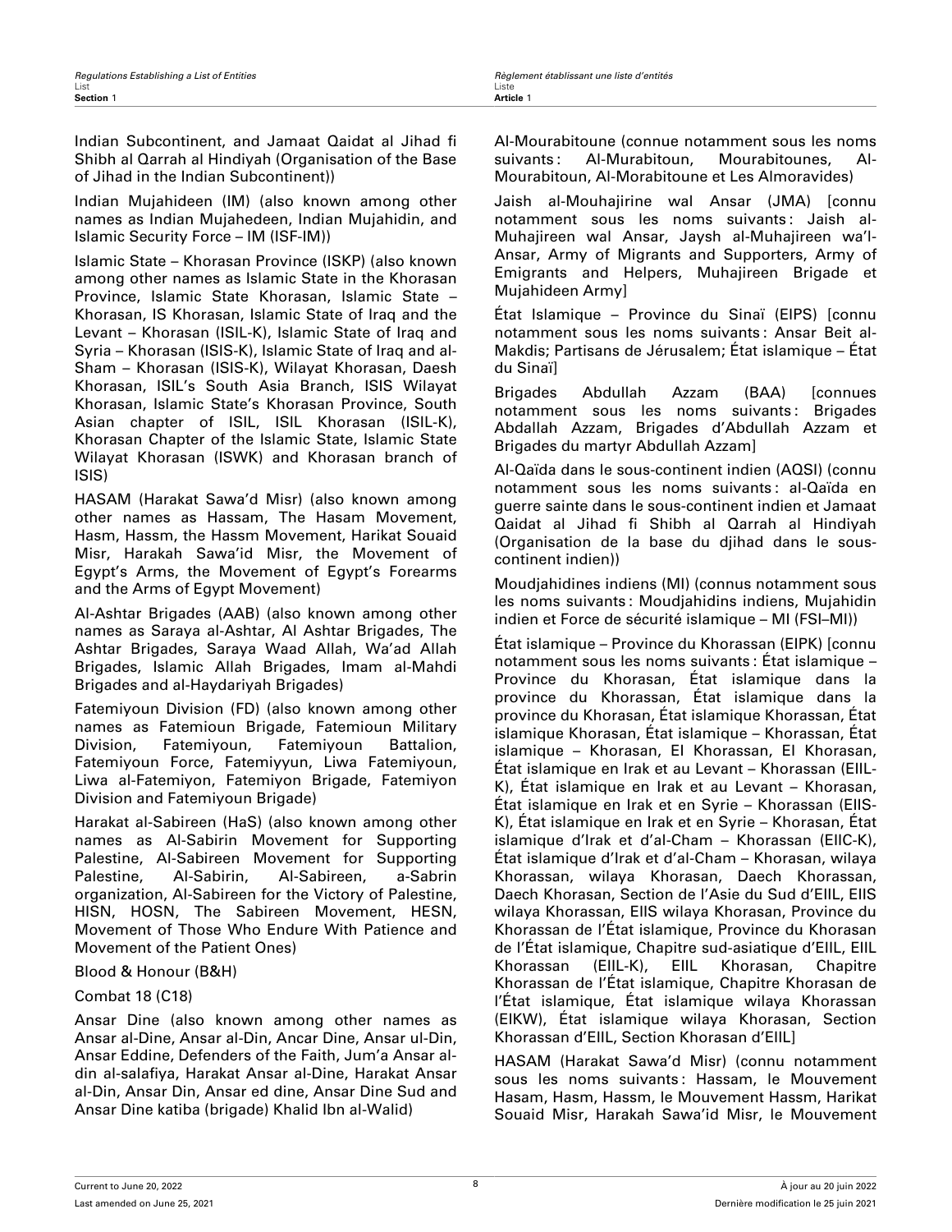Indian Subcontinent, and Jamaat Qaidat al Jihad fi Shibh al Qarrah al Hindiyah (Organisation of the Base of Jihad in the Indian Subcontinent))

Indian Mujahideen (IM) (also known among other names as Indian Mujahedeen, Indian Mujahidin, and Islamic Security Force – IM (ISF-IM))

Islamic State – Khorasan Province (ISKP) (also known among other names as Islamic State in the Khorasan Province, Islamic State Khorasan, Islamic State – Khorasan, IS Khorasan, Islamic State of Iraq and the Levant – Khorasan (ISIL-K), Islamic State of Iraq and Syria – Khorasan (ISIS-K), Islamic State of Iraq and al-Sham – Khorasan (ISIS-K), Wilayat Khorasan, Daesh Khorasan, ISIL's South Asia Branch, ISIS Wilayat Khorasan, Islamic State's Khorasan Province, South Asian chapter of ISIL, ISIL Khorasan (ISIL-K), Khorasan Chapter of the Islamic State, Islamic State Wilayat Khorasan (ISWK) and Khorasan branch of ISIS)

HASAM (Harakat Sawa'd Misr) (also known among other names as Hassam, The Hasam Movement, Hasm, Hassm, the Hassm Movement, Harikat Souaid Misr, Harakah Sawa'id Misr, the Movement of Egypt's Arms, the Movement of Egypt's Forearms and the Arms of Egypt Movement)

Al-Ashtar Brigades (AAB) (also known among other names as Saraya al-Ashtar, Al Ashtar Brigades, The Ashtar Brigades, Saraya Waad Allah, Wa'ad Allah Brigades, Islamic Allah Brigades, Imam al-Mahdi Brigades and al-Haydariyah Brigades)

Fatemiyoun Division (FD) (also known among other names as Fatemioun Brigade, Fatemioun Military Division, Fatemiyoun, Fatemiyoun Battalion, Fatemiyoun Force, Fatemiyyun, Liwa Fatemiyoun, Liwa al-Fatemiyon, Fatemiyon Brigade, Fatemiyon Division and Fatemiyoun Brigade)

Harakat al-Sabireen (HaS) (also known among other names as Al-Sabirin Movement for Supporting Palestine, Al-Sabireen Movement for Supporting Palestine, Al-Sabirin, Al-Sabireen, a-Sabrin organization, Al-Sabireen for the Victory of Palestine, HISN, HOSN, The Sabireen Movement, HESN, Movement of Those Who Endure With Patience and Movement of the Patient Ones)

Blood & Honour (B&H)

Combat 18 (C18)

Ansar Dine (also known among other names as Ansar al-Dine, Ansar al-Din, Ancar Dine, Ansar ul-Din, Ansar Eddine, Defenders of the Faith, Jum'a Ansar al-din al-salafiya, Harakat Ansar al-Dine, Harakat Ansar al-Din, Ansar Din, Ansar ed dine, Ansar Dine Sud and Ansar Dine katiba (brigade) Khalid Ibn al-Walid)

Al-Mourabitoune (connue notamment sous les noms suivants : Al-Murabitoun, Mourabitounes, Al-Mourabitoun, Al-Morabitoune et Les Almoravides)

Jaish al-Mouhajirine wal Ansar (JMA) [connu notamment sous les noms suivants : Jaish al-Muhajireen wal Ansar, Jaysh al-Muhajireen wa'l-Ansar, Army of Migrants and Supporters, Army of Emigrants and Helpers, Muhajireen Brigade et Mujahideen Army]

État Islamique – Province du Sinaï (EIPS) [connu notamment sous les noms suivants : Ansar Beit al-Makdis; Partisans de Jérusalem; État islamique – État du Sinaï]

Brigades Abdullah Azzam (BAA) [connues notamment sous les noms suivants : Brigades Abdallah Azzam, Brigades d'Abdullah Azzam et Brigades du martyr Abdullah Azzam]

Al-Qaïda dans le sous-continent indien (AQSI) (connu notamment sous les noms suivants : al-Qaïda en guerre sainte dans le sous-continent indien et Jamaat Qaidat al Jihad fi Shibh al Qarrah al Hindiyah (Organisation de la base du djihad dans le sous-continent indien))

Moudjahidines indiens (MI) (connus notamment sous les noms suivants : Moudjahidins indiens, Mujahidin indien et Force de sécurité islamique – MI (FSI–MI))

État islamique – Province du Khorassan (EIPK) [connu notamment sous les noms suivants : État islamique – Province du Khorasan, État islamique dans la province du Khorassan, État islamique dans la province du Khorasan, État islamique Khorassan, État islamique Khorasan, État islamique – Khorassan, État islamique – Khorasan, EI Khorassan, EI Khorasan, État islamique en Irak et au Levant – Khorassan (EIIL-K), État islamique en Irak et au Levant – Khorasan, État islamique en Irak et en Syrie – Khorassan (EIIS-K), État islamique en Irak et en Syrie – Khorasan, État islamique d'Irak et d'al-Cham – Khorassan (EIIC-K), État islamique d'Irak et d'al-Cham – Khorasan, wilaya Khorassan, wilaya Khorasan, Daech Khorassan, Daech Khorasan, Section de l'Asie du Sud d'EIIL, EIIS wilaya Khorassan, EIIS wilaya Khorasan, Province du Khorassan de l'État islamique, Province du Khorasan de l'État islamique, Chapitre sud-asiatique d'EIIL, EIIL Khorassan (EIIL-K), EIIL Khorasan, Chapitre Khorassan de l'État islamique, Chapitre Khorasan de l'État islamique, État islamique wilaya Khorassan (EIKW), État islamique wilaya Khorasan, Section Khorassan d'EIIL, Section Khorasan d'EIIL]

HASAM (Harakat Sawa'd Misr) (connu notamment sous les noms suivants : Hassam, le Mouvement Hasam, Hasm, Hassm, le Mouvement Hassm, Harikat Souaid Misr, Harakah Sawa'id Misr, le Mouvement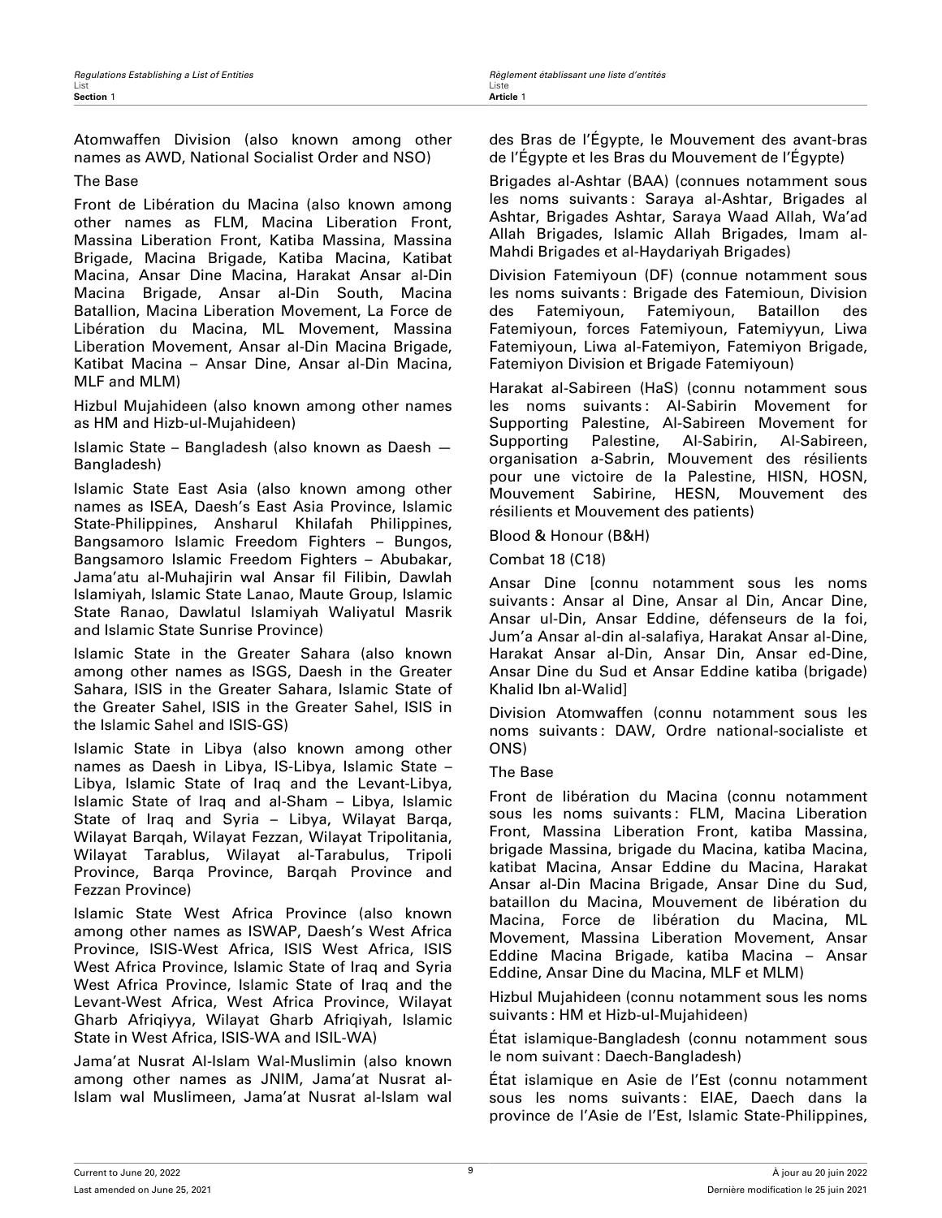Atomwaffen Division (also known among other names as AWD, National Socialist Order and NSO)

The Base

Front de Libération du Macina (also known among other names as FLM, Macina Liberation Front, Massina Liberation Front, Katiba Massina, Massina Brigade, Macina Brigade, Katiba Macina, Katibat Macina, Ansar Dine Macina, Harakat Ansar al-Din Macina Brigade, Ansar al-Din South, Macina Batallion, Macina Liberation Movement, La Force de Libération du Macina, ML Movement, Massina Liberation Movement, Ansar al-Din Macina Brigade, Katibat Macina – Ansar Dine, Ansar al-Din Macina, MLF and MLM)

Hizbul Mujahideen (also known among other names as HM and Hizb-ul-Mujahideen)

Islamic State – Bangladesh (also known as Daesh — Bangladesh)

Islamic State East Asia (also known among other names as ISEA, Daesh's East Asia Province, Islamic State-Philippines, Ansharul Khilafah Philippines, Bangsamoro Islamic Freedom Fighters – Bungos, Bangsamoro Islamic Freedom Fighters – Abubakar, Jama'atu al-Muhajirin wal Ansar fil Filibin, Dawlah Islamiyah, Islamic State Lanao, Maute Group, Islamic State Ranao, Dawlatul Islamiyah Waliyatul Masrik and Islamic State Sunrise Province)

Islamic State in the Greater Sahara (also known among other names as ISGS, Daesh in the Greater Sahara, ISIS in the Greater Sahara, Islamic State of the Greater Sahel, ISIS in the Greater Sahel, ISIS in the Islamic Sahel and ISIS-GS)

Islamic State in Libya (also known among other names as Daesh in Libya, IS-Libya, Islamic State – Libya, Islamic State of Iraq and the Levant-Libya, Islamic State of Iraq and al-Sham – Libya, Islamic State of Iraq and Syria – Libya, Wilayat Barqa, Wilayat Barqah, Wilayat Fezzan, Wilayat Tripolitania, Wilayat Tarablus, Wilayat al-Tarabulus, Tripoli Province, Barqa Province, Barqah Province and Fezzan Province)

Islamic State West Africa Province (also known among other names as ISWAP, Daesh's West Africa Province, ISIS-West Africa, ISIS West Africa, ISIS West Africa Province, Islamic State of Iraq and Syria West Africa Province, Islamic State of Iraq and the Levant-West Africa, West Africa Province, Wilayat Gharb Afriqiyya, Wilayat Gharb Afriqiyah, Islamic State in West Africa, ISIS-WA and ISIL-WA)

Jama'at Nusrat Al-Islam Wal-Muslimin (also known among other names as JNIM, Jama'at Nusrat al-Islam wal Muslimeen, Jama'at Nusrat al-Islam wal

des Bras de l'Égypte, le Mouvement des avant-bras de l'Égypte et les Bras du Mouvement de l'Égypte)

Brigades al-Ashtar (BAA) (connues notamment sous les noms suivants : Saraya al-Ashtar, Brigades al Ashtar, Brigades Ashtar, Saraya Waad Allah, Wa'ad Allah Brigades, Islamic Allah Brigades, Imam al-Mahdi Brigades et al-Haydariyah Brigades)

Division Fatemiyoun (DF) (connue notamment sous les noms suivants : Brigade des Fatemioun, Division des Fatemiyoun, Fatemiyoun, Bataillon des Fatemiyoun, forces Fatemiyoun, Fatemiyyun, Liwa Fatemiyoun, Liwa al-Fatemiyon, Fatemiyon Brigade, Fatemiyon Division et Brigade Fatemiyoun)

Harakat al-Sabireen (HaS) (connu notamment sous les noms suivants : Al-Sabirin Movement for Supporting Palestine, Al-Sabireen Movement for Supporting Palestine, Al-Sabirin, Al-Sabireen, organisation a-Sabrin, Mouvement des résilients pour une victoire de la Palestine, HISN, HOSN, Mouvement Sabirine, HESN, Mouvement des résilients et Mouvement des patients)

Blood & Honour (B&H)

Combat 18 (C18)

Ansar Dine [connu notamment sous les noms suivants : Ansar al Dine, Ansar al Din, Ancar Dine, Ansar ul-Din, Ansar Eddine, défenseurs de la foi, Jum'a Ansar al-din al-salafiya, Harakat Ansar al-Dine, Harakat Ansar al-Din, Ansar Din, Ansar ed-Dine, Ansar Dine du Sud et Ansar Eddine katiba (brigade) Khalid Ibn al-Walid]

Division Atomwaffen (connu notamment sous les noms suivants : DAW, Ordre national-socialiste et ONS)

The Base

Front de libération du Macina (connu notamment sous les noms suivants : FLM, Macina Liberation Front, Massina Liberation Front, katiba Massina, brigade Massina, brigade du Macina, katiba Macina, katibat Macina, Ansar Eddine du Macina, Harakat Ansar al-Din Macina Brigade, Ansar Dine du Sud, bataillon du Macina, Mouvement de libération du Macina, Force de libération du Macina, ML Movement, Massina Liberation Movement, Ansar Eddine Macina Brigade, katiba Macina – Ansar Eddine, Ansar Dine du Macina, MLF et MLM)

Hizbul Mujahideen (connu notamment sous les noms suivants : HM et Hizb-ul-Mujahideen)

État islamique-Bangladesh (connu notamment sous le nom suivant : Daech-Bangladesh)

État islamique en Asie de l'Est (connu notamment sous les noms suivants : EIAE, Daech dans la province de l'Asie de l'Est, Islamic State-Philippines,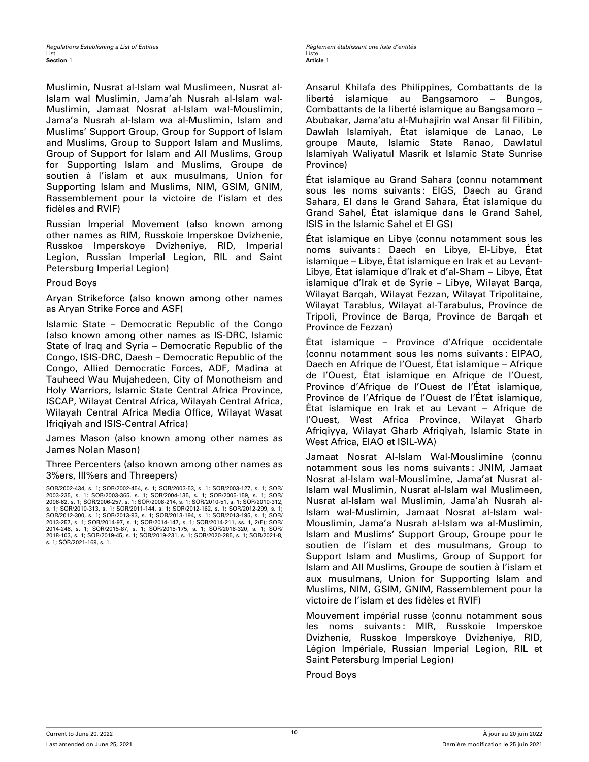Muslimin, Nusrat al-Islam wal Muslimeen, Nusrat al-Islam wal Muslimin, Jama'ah Nusrah al-Islam wal-Muslimin, Jamaat Nosrat al-Islam wal-Mouslimin, Jama'a Nusrah al-Islam wa al-Muslimin, Islam and Muslims' Support Group, Group for Support of Islam and Muslims, Group to Support Islam and Muslims, Group of Support for Islam and All Muslims, Group for Supporting Islam and Muslims, Groupe de soutien à l'islam et aux musulmans, Union for Supporting Islam and Muslims, NIM, GSIM, GNIM, Rassemblement pour la victoire de l'islam et des fidèles and RVIF)

Russian Imperial Movement (also known among other names as RIM, Russkoie Imperskoe Dvizhenie, Russkoe Imperskoye Dvizheniye, RID, Imperial Legion, Russian Imperial Legion, RIL and Saint Petersburg Imperial Legion)

Proud Boys

Aryan Strikeforce (also known among other names as Aryan Strike Force and ASF)

Islamic State – Democratic Republic of the Congo (also known among other names as IS-DRC, Islamic State of Iraq and Syria – Democratic Republic of the Congo, ISIS-DRC, Daesh – Democratic Republic of the Congo, Allied Democratic Forces, ADF, Madina at Tauheed Wau Mujahedeen, City of Monotheism and Holy Warriors, Islamic State Central Africa Province, ISCAP, Wilayat Central Africa, Wilayah Central Africa, Wilayah Central Africa Media Office, Wilayat Wasat Ifriqiyah and ISIS-Central Africa)

James Mason (also known among other names as James Nolan Mason)

Three Percenters (also known among other names as 3%ers, III%ers and Threepers)

SOR/2002-434, s. 1; SOR/2002-454, s. 1; SOR/2003-53, s. 1; SOR/2003-127, s. 1; SOR/2003-235, s. 1; SOR/2003-365, s. 1; SOR/2004-135, s. 1; SOR/2005-159, s. 1; SOR/2006-62, s. 1; SOR/2006-257, s. 1; SOR/2008-214, s. 1; SOR/2010-51, s. 1; SOR/2010-312, s. 1; SOR/2010-313, s. 1; SOR/2011-144, s. 1; SOR/2012-162, s. 1; SOR/2012-299, s. 1; SOR/2012-300, s. 1; SOR/2013-93, s. 1; SOR/2013-194, s. 1; SOR/2013-195, s. 1; SOR/2013-257, s. 1; SOR/2014-97, s. 1; SOR/2014-147, s. 1; SOR/2014-211, ss. 1, 2(F); SOR/2014-246, s. 1; SOR/2015-87, s. 1; SOR/2015-175, s. 1; SOR/2016-320, s. 1; SOR/2018-103, s. 1; SOR/2019-45, s. 1; SOR/2019-231, s. 1; SOR/2020-285, s. 1; SOR/2021-8, s. 1; SOR/2021-169, s. 1.

Ansarul Khilafa des Philippines, Combattants de la liberté islamique au Bangsamoro – Bungos, Combattants de la liberté islamique au Bangsamoro – Abubakar, Jama'atu al-Muhajirin wal Ansar fil Filibin, Dawlah Islamiyah, État islamique de Lanao, Le groupe Maute, Islamic State Ranao, Dawlatul Islamiyah Waliyatul Masrik et Islamic State Sunrise Province)

État islamique au Grand Sahara (connu notamment sous les noms suivants : EIGS, Daech au Grand Sahara, EI dans le Grand Sahara, État islamique du Grand Sahel, État islamique dans le Grand Sahel, ISIS in the Islamic Sahel et EI GS)

État islamique en Libye (connu notamment sous les noms suivants : Daech en Libye, EI-Libye, État islamique – Libye, État islamique en Irak et au Levant-Libye, État islamique d'Irak et d'al-Sham – Libye, État islamique d'Irak et de Syrie – Libye, Wilayat Barqa, Wilayat Barqah, Wilayat Fezzan, Wilayat Tripolitaine, Wilayat Tarablus, Wilayat al-Tarabulus, Province de Tripoli, Province de Barqa, Province de Barqah et Province de Fezzan)

État islamique – Province d'Afrique occidentale (connu notamment sous les noms suivants : EIPAO, Daech en Afrique de l'Ouest, État islamique – Afrique de l'Ouest, État islamique en Afrique de l'Ouest, Province d'Afrique de l'Ouest de l'État islamique, Province de l'Afrique de l'Ouest de l'État islamique, État islamique en Irak et au Levant – Afrique de l'Ouest, West Africa Province, Wilayat Gharb Afriqiyya, Wilayat Gharb Afriqiyah, Islamic State in West Africa, EIAO et ISIL-WA)

Jamaat Nosrat Al-Islam Wal-Mouslimine (connu notamment sous les noms suivants : JNIM, Jamaat Nosrat al-Islam wal-Mouslimine, Jama'at Nusrat al-Islam wal Muslimin, Nusrat al-Islam wal Muslimeen, Nusrat al-Islam wal Muslimin, Jama'ah Nusrah al-Islam wal-Muslimin, Jamaat Nosrat al-Islam wal-Mouslimin, Jama'a Nusrah al-Islam wa al-Muslimin, Islam and Muslims' Support Group, Groupe pour le soutien de l'islam et des musulmans, Group to Support Islam and Muslims, Group of Support for Islam and All Muslims, Groupe de soutien à l'islam et aux musulmans, Union for Supporting Islam and Muslims, NIM, GSIM, GNIM, Rassemblement pour la victoire de l'islam et des fidèles et RVIF)

Mouvement impérial russe (connu notamment sous les noms suivants : MIR, Russkoie Imperskoe Dvizhenie, Russkoe Imperskoye Dvizheniye, RID, Légion Impériale, Russian Imperial Legion, RIL et Saint Petersburg Imperial Legion)

Proud Boys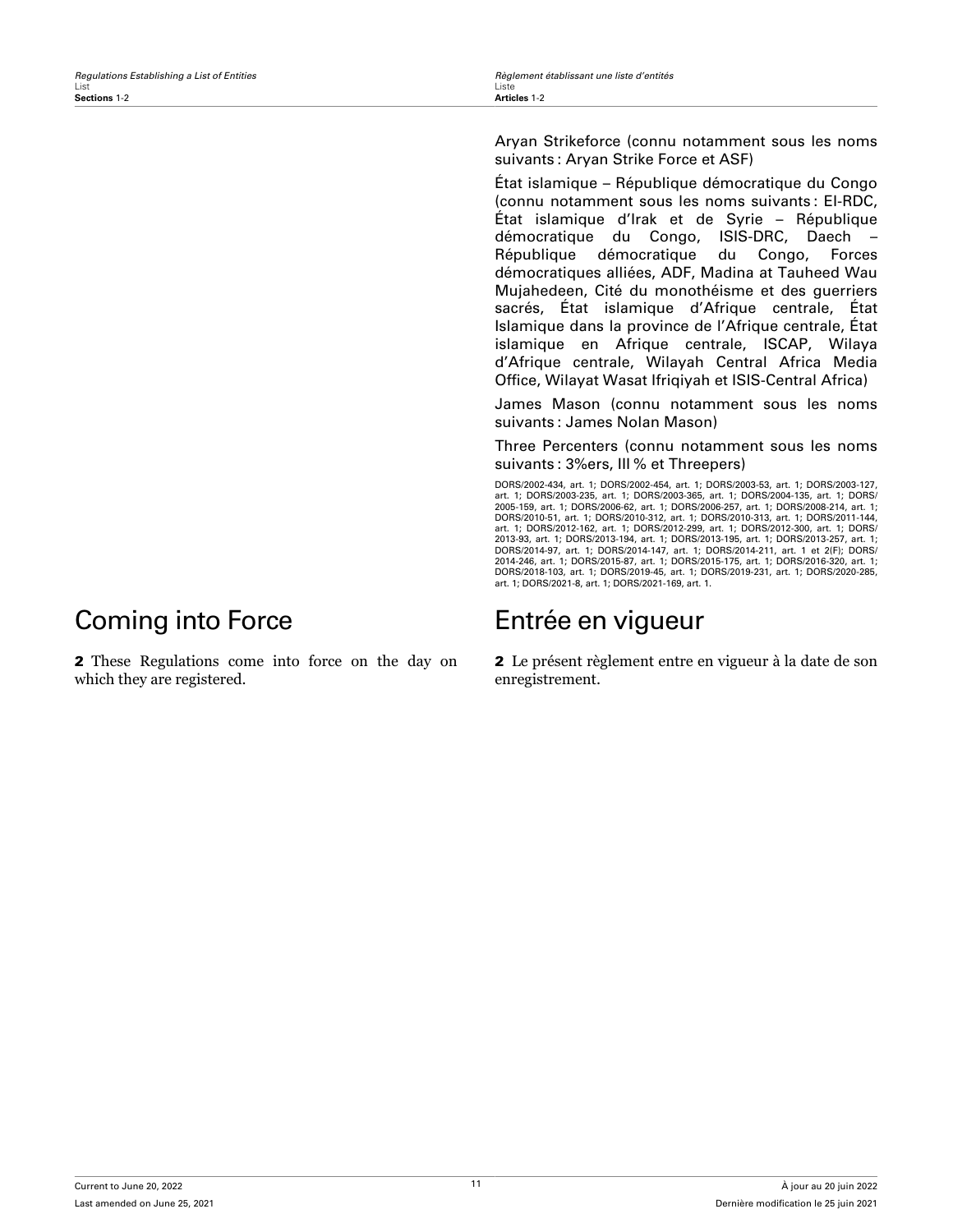Aryan Strikeforce (connu notamment sous les noms suivants : Aryan Strike Force et ASF)

État islamique – République démocratique du Congo (connu notamment sous les noms suivants : EI-RDC, État islamique d'Irak et de Syrie – République démocratique du Congo, ISIS-DRC, Daech – République démocratique du Congo, Forces démocratiques alliées, ADF, Madina at Tauheed Wau Mujahedeen, Cité du monothéisme et des guerriers sacrés, État islamique d'Afrique centrale, État Islamique dans la province de l'Afrique centrale, État islamique en Afrique centrale, ISCAP, Wilaya d'Afrique centrale, Wilayah Central Africa Media Office, Wilayat Wasat Ifriqiyah et ISIS-Central Africa)

James Mason (connu notamment sous les noms suivants : James Nolan Mason)

Three Percenters (connu notamment sous les noms suivants : 3%ers, III % et Threepers)

DORS/2002-434, art. 1; DORS/2002-454, art. 1; DORS/2003-53, art. 1; DORS/2003-127, art. 1; DORS/2003-235, art. 1; DORS/2003-365, art. 1; DORS/2004-135, art. 1; DORS/2005-159, art. 1; DORS/2006-62, art. 1; DORS/2006-257, art. 1; DORS/2008-214, art. 1; DORS/2010-51, art. 1; DORS/2010-312, art. 1; DORS/2010-313, art. 1; DORS/2011-144, art. 1; DORS/2012-162, art. 1; DORS/2012-299, art. 1; DORS/2012-300, art. 1; DORS/2013-93, art. 1; DORS/2013-194, art. 1; DORS/2013-195, art. 1; DORS/2013-257, art. 1; DORS/2014-97, art. 1; DORS/2014-147, art. 1; DORS/2014-211, art. 1 et 2(F); DORS/2014-246, art. 1; DORS/2015-87, art. 1; DORS/2015-175, art. 1; DORS/2016-320, art. 1; DORS/2018-103, art. 1; DORS/2019-45, art. 1; DORS/2019-231, art. 1; DORS/2020-285, art. 1; DORS/2021-8, art. 1; DORS/2021-169, art. 1.

# Coming into Force

**2** These Regulations come into force on the day on which they are registered.

# Entrée en vigueur

**2** Le présent règlement entre en vigueur à la date de son enregistrement.